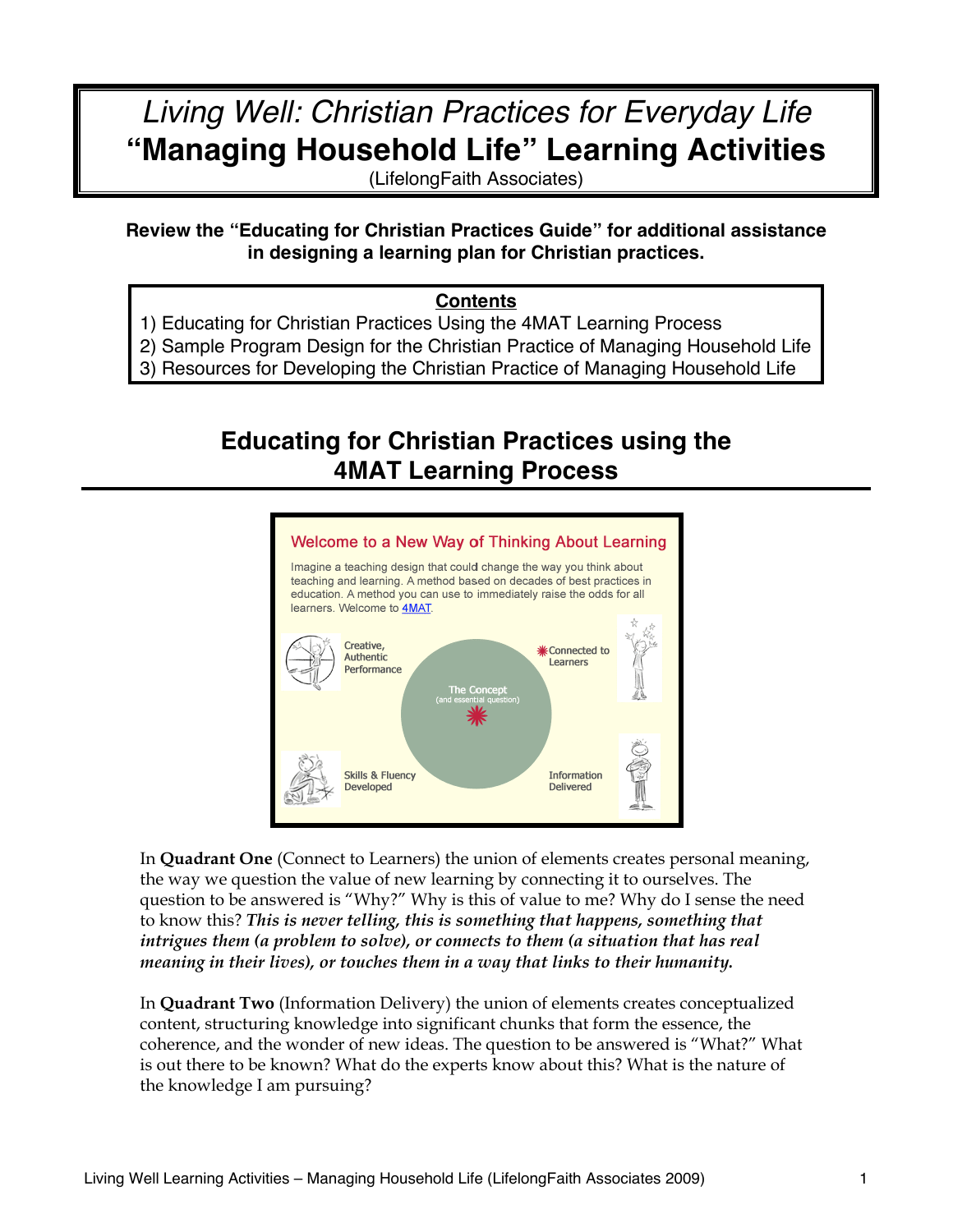# *Living Well: Christian Practices for Everyday Life*
# "Managing Household Life" Learning Activities

(LifelongFaith Associates)

**Review the "Educating for Christian Practices Guide" for additional assistance in designing a learning plan for Christian practices.**

**Contents**

1) Educating for Christian Practices Using the 4MAT Learning Process
2) Sample Program Design for the Christian Practice of Managing Household Life
3) Resources for Developing the Christian Practice of Managing Household Life

## Educating for Christian Practices using the 4MAT Learning Process

Welcome to a New Way of Thinking About Learning

Imagine a teaching design that could change the way you think about teaching and learning. A method based on decades of best practices in education. A method you can use to immediately raise the odds for all learners. Welcome to 4MAT.

Creative, Authentic Performance

Connected to Learners

The Concept (and essential question)

Skills & Fluency Developed

Information Delivered

In **Quadrant One** (Connect to Learners) the union of elements creates personal meaning, the way we question the value of new learning by connecting it to ourselves. The question to be answered is "Why?" Why is this of value to me? Why do I sense the need to know this? ***This is never telling, this is something that happens, something that intrigues them (a problem to solve), or connects to them (a situation that has real meaning in their lives), or touches them in a way that links to their humanity.***

In **Quadrant Two** (Information Delivery) the union of elements creates conceptualized content, structuring knowledge into significant chunks that form the essence, the coherence, and the wonder of new ideas. The question to be answered is "What?" What is out there to be known? What do the experts know about this? What is the nature of the knowledge I am pursuing?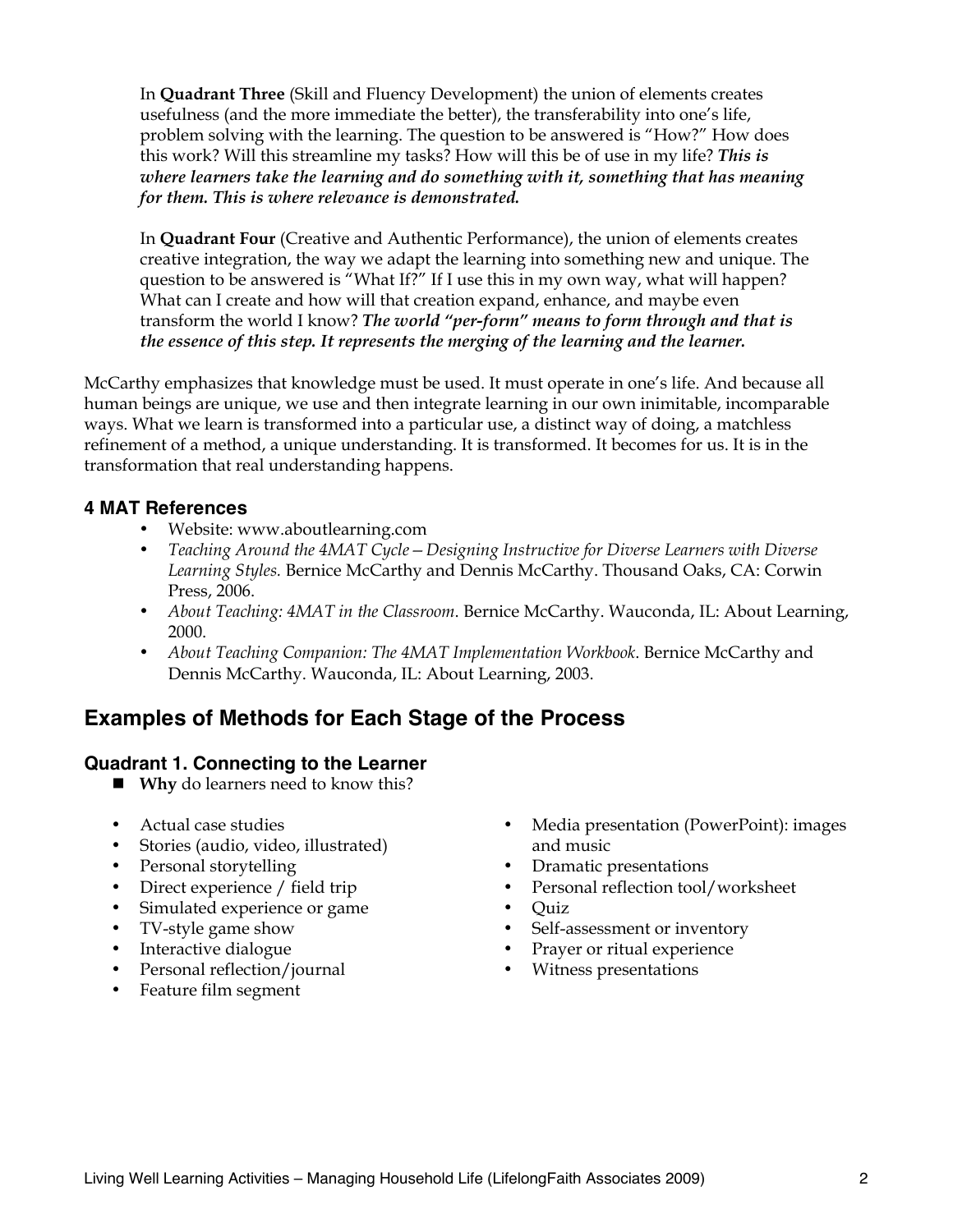In **Quadrant Three** (Skill and Fluency Development) the union of elements creates usefulness (and the more immediate the better), the transferability into one's life, problem solving with the learning. The question to be answered is "How?" How does this work? Will this streamline my tasks? How will this be of use in my life? ***This is where learners take the learning and do something with it, something that has meaning for them. This is where relevance is demonstrated.***

In **Quadrant Four** (Creative and Authentic Performance), the union of elements creates creative integration, the way we adapt the learning into something new and unique. The question to be answered is "What If?" If I use this in my own way, what will happen? What can I create and how will that creation expand, enhance, and maybe even transform the world I know? ***The world "per-form" means to form through and that is the essence of this step. It represents the merging of the learning and the learner.***

McCarthy emphasizes that knowledge must be used. It must operate in one's life. And because all human beings are unique, we use and then integrate learning in our own inimitable, incomparable ways. What we learn is transformed into a particular use, a distinct way of doing, a matchless refinement of a method, a unique understanding. It is transformed. It becomes for us. It is in the transformation that real understanding happens.

### 4 MAT References

- Website: www.aboutlearning.com
- *Teaching Around the 4MAT Cycle—Designing Instructive for Diverse Learners with Diverse Learning Styles.* Bernice McCarthy and Dennis McCarthy. Thousand Oaks, CA: Corwin Press, 2006.
- *About Teaching: 4MAT in the Classroom*. Bernice McCarthy. Wauconda, IL: About Learning, 2000.
- *About Teaching Companion: The 4MAT Implementation Workbook*. Bernice McCarthy and Dennis McCarthy. Wauconda, IL: About Learning, 2003.

## Examples of Methods for Each Stage of the Process

### Quadrant 1. Connecting to the Learner

- **Why** do learners need to know this?

- Actual case studies
- Stories (audio, video, illustrated)
- Personal storytelling
- Direct experience / field trip
- Simulated experience or game
- TV-style game show
- Interactive dialogue
- Personal reflection/journal
- Feature film segment
- Media presentation (PowerPoint): images and music
- Dramatic presentations
- Personal reflection tool/worksheet
- Quiz
- Self-assessment or inventory
- Prayer or ritual experience
- Witness presentations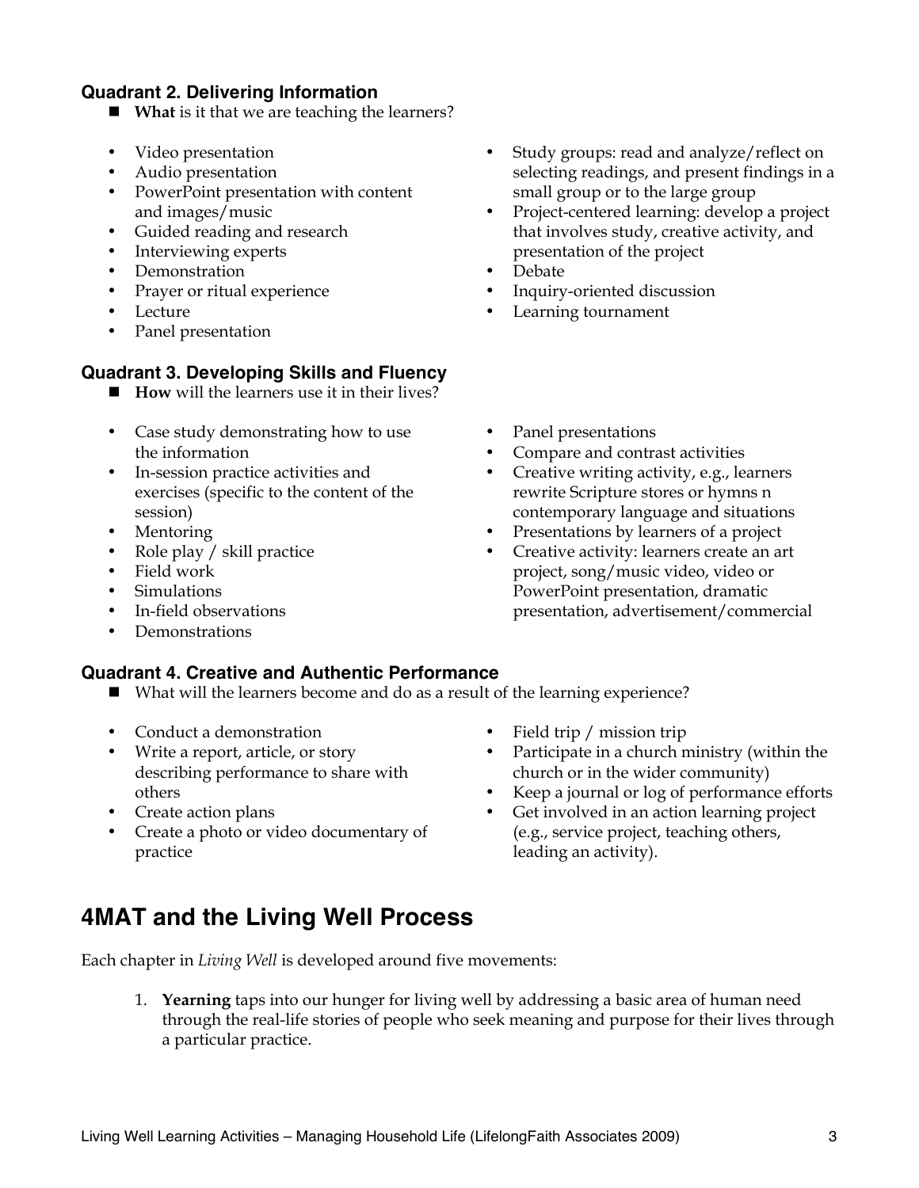### Quadrant 2. Delivering Information

- **What** is it that we are teaching the learners?

- Video presentation
- Audio presentation
- PowerPoint presentation with content and images/music
- Guided reading and research
- Interviewing experts
- Demonstration
- Prayer or ritual experience
- Lecture
- Panel presentation
- Study groups: read and analyze/reflect on selecting readings, and present findings in a small group or to the large group
- Project-centered learning: develop a project that involves study, creative activity, and presentation of the project
- Debate
- Inquiry-oriented discussion
- Learning tournament

### Quadrant 3. Developing Skills and Fluency

- **How** will the learners use it in their lives?

- Case study demonstrating how to use the information
- In-session practice activities and exercises (specific to the content of the session)
- Mentoring
- Role play / skill practice
- Field work
- Simulations
- In-field observations
- Demonstrations
- Panel presentations
- Compare and contrast activities
- Creative writing activity, e.g., learners rewrite Scripture stores or hymns n contemporary language and situations
- Presentations by learners of a project
- Creative activity: learners create an art project, song/music video, video or PowerPoint presentation, dramatic presentation, advertisement/commercial

### Quadrant 4. Creative and Authentic Performance

- What will the learners become and do as a result of the learning experience?

- Conduct a demonstration
- Write a report, article, or story describing performance to share with others
- Create action plans
- Create a photo or video documentary of practice
- Field trip / mission trip
- Participate in a church ministry (within the church or in the wider community)
- Keep a journal or log of performance efforts
- Get involved in an action learning project (e.g., service project, teaching others, leading an activity).

## 4MAT and the Living Well Process

Each chapter in *Living Well* is developed around five movements:

1. **Yearning** taps into our hunger for living well by addressing a basic area of human need through the real-life stories of people who seek meaning and purpose for their lives through a particular practice.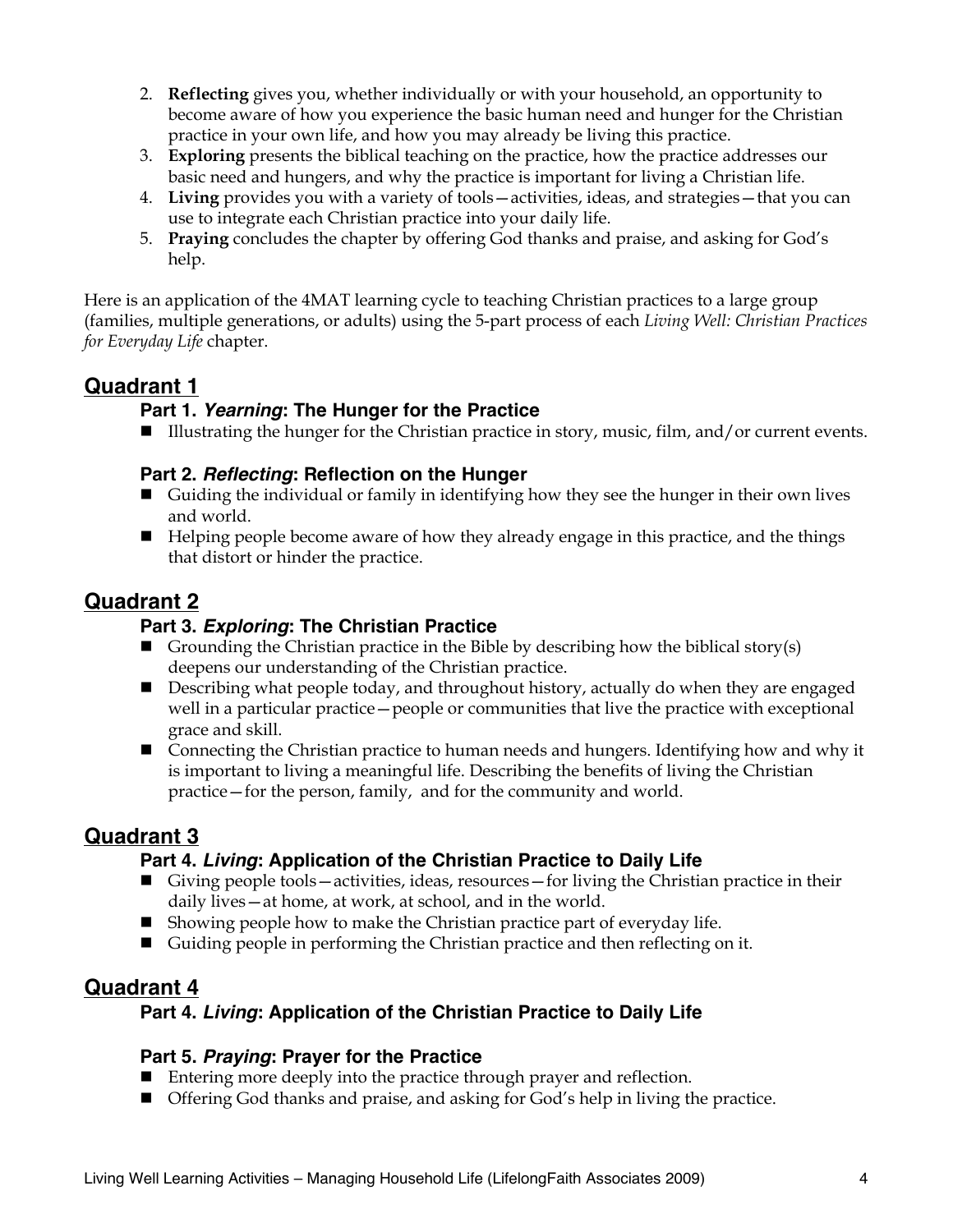2. **Reflecting** gives you, whether individually or with your household, an opportunity to become aware of how you experience the basic human need and hunger for the Christian practice in your own life, and how you may already be living this practice.
3. **Exploring** presents the biblical teaching on the practice, how the practice addresses our basic need and hungers, and why the practice is important for living a Christian life.
4. **Living** provides you with a variety of tools—activities, ideas, and strategies—that you can use to integrate each Christian practice into your daily life.
5. **Praying** concludes the chapter by offering God thanks and praise, and asking for God's help.

Here is an application of the 4MAT learning cycle to teaching Christian practices to a large group (families, multiple generations, or adults) using the 5-part process of each *Living Well: Christian Practices for Everyday Life* chapter.

## Quadrant 1

### Part 1. *Yearning*: The Hunger for the Practice

- Illustrating the hunger for the Christian practice in story, music, film, and/or current events.

### Part 2. *Reflecting*: Reflection on the Hunger

- Guiding the individual or family in identifying how they see the hunger in their own lives and world.
- Helping people become aware of how they already engage in this practice, and the things that distort or hinder the practice.

## Quadrant 2

### Part 3. *Exploring*: The Christian Practice

- Grounding the Christian practice in the Bible by describing how the biblical story(s) deepens our understanding of the Christian practice.
- Describing what people today, and throughout history, actually do when they are engaged well in a particular practice—people or communities that live the practice with exceptional grace and skill.
- Connecting the Christian practice to human needs and hungers. Identifying how and why it is important to living a meaningful life. Describing the benefits of living the Christian practice—for the person, family, and for the community and world.

## Quadrant 3

### Part 4. *Living*: Application of the Christian Practice to Daily Life

- Giving people tools—activities, ideas, resources—for living the Christian practice in their daily lives—at home, at work, at school, and in the world.
- Showing people how to make the Christian practice part of everyday life.
- Guiding people in performing the Christian practice and then reflecting on it.

## Quadrant 4

### Part 4. *Living*: Application of the Christian Practice to Daily Life

### Part 5. *Praying*: Prayer for the Practice

- Entering more deeply into the practice through prayer and reflection.
- Offering God thanks and praise, and asking for God's help in living the practice.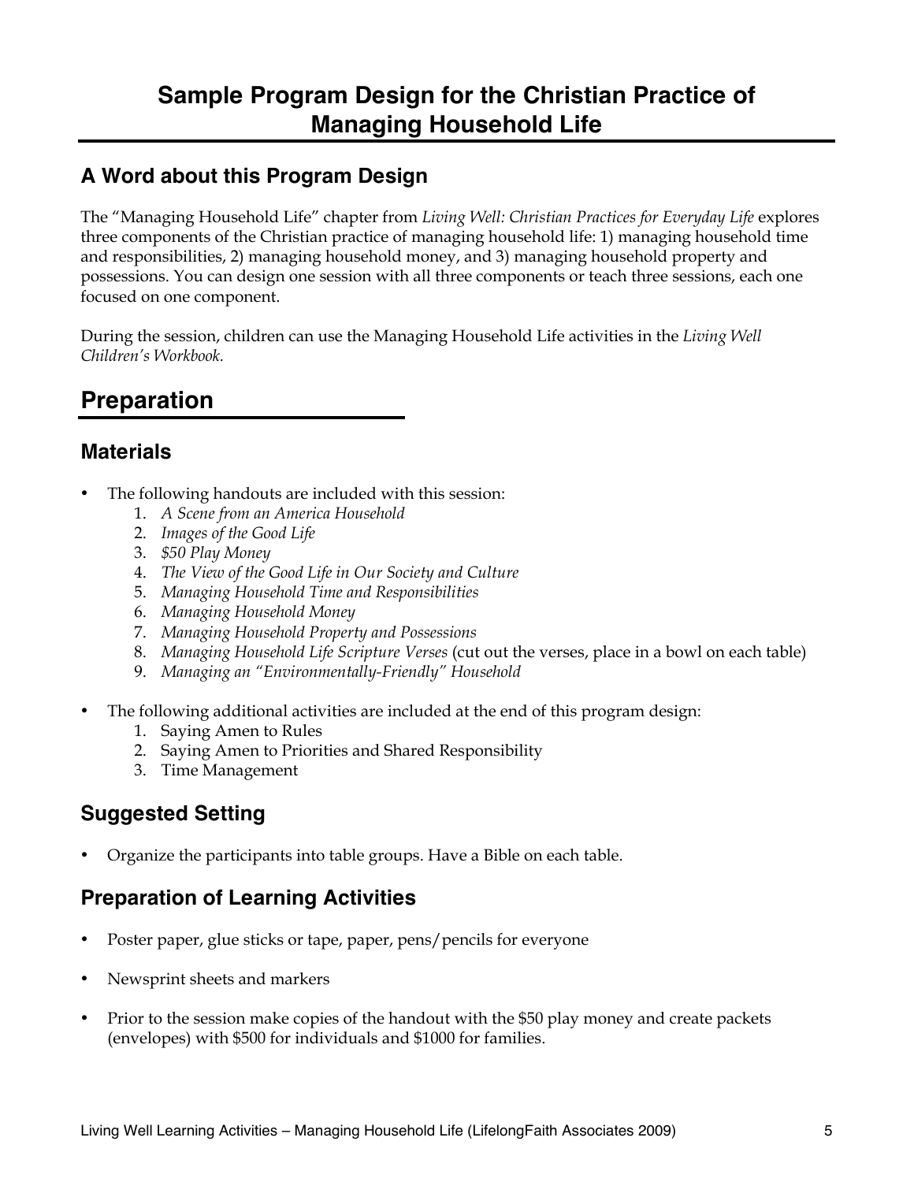# Sample Program Design for the Christian Practice of Managing Household Life

## A Word about this Program Design

The "Managing Household Life" chapter from *Living Well: Christian Practices for Everyday Life* explores three components of the Christian practice of managing household life: 1) managing household time and responsibilities, 2) managing household money, and 3) managing household property and possessions. You can design one session with all three components or teach three sessions, each one focused on one component.

During the session, children can use the Managing Household Life activities in the *Living Well Children's Workbook.*

# Preparation

## Materials

- The following handouts are included with this session:
  1. *A Scene from an America Household*
  2. *Images of the Good Life*
  3. *$50 Play Money*
  4. *The View of the Good Life in Our Society and Culture*
  5. *Managing Household Time and Responsibilities*
  6. *Managing Household Money*
  7. *Managing Household Property and Possessions*
  8. *Managing Household Life Scripture Verses* (cut out the verses, place in a bowl on each table)
  9. *Managing an "Environmentally-Friendly" Household*

- The following additional activities are included at the end of this program design:
  1. Saying Amen to Rules
  2. Saying Amen to Priorities and Shared Responsibility
  3. Time Management

## Suggested Setting

- Organize the participants into table groups. Have a Bible on each table.

## Preparation of Learning Activities

- Poster paper, glue sticks or tape, paper, pens/pencils for everyone

- Newsprint sheets and markers

- Prior to the session make copies of the handout with the $50 play money and create packets (envelopes) with $500 for individuals and $1000 for families.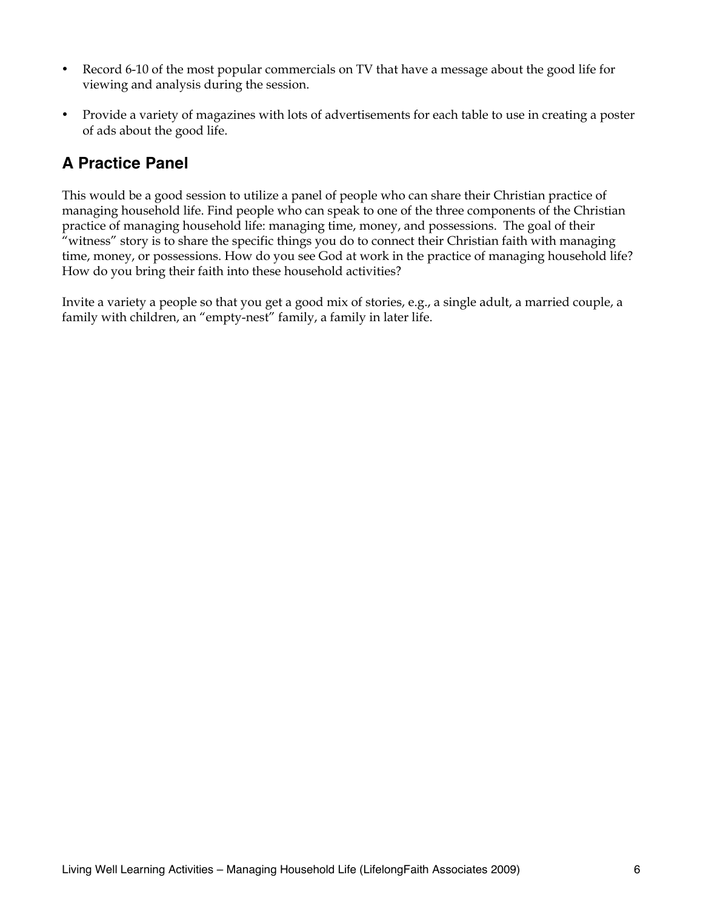- Record 6-10 of the most popular commercials on TV that have a message about the good life for viewing and analysis during the session.
- Provide a variety of magazines with lots of advertisements for each table to use in creating a poster of ads about the good life.

## A Practice Panel

This would be a good session to utilize a panel of people who can share their Christian practice of managing household life. Find people who can speak to one of the three components of the Christian practice of managing household life: managing time, money, and possessions.  The goal of their "witness" story is to share the specific things you do to connect their Christian faith with managing time, money, or possessions. How do you see God at work in the practice of managing household life? How do you bring their faith into these household activities?

Invite a variety a people so that you get a good mix of stories, e.g., a single adult, a married couple, a family with children, an "empty-nest" family, a family in later life.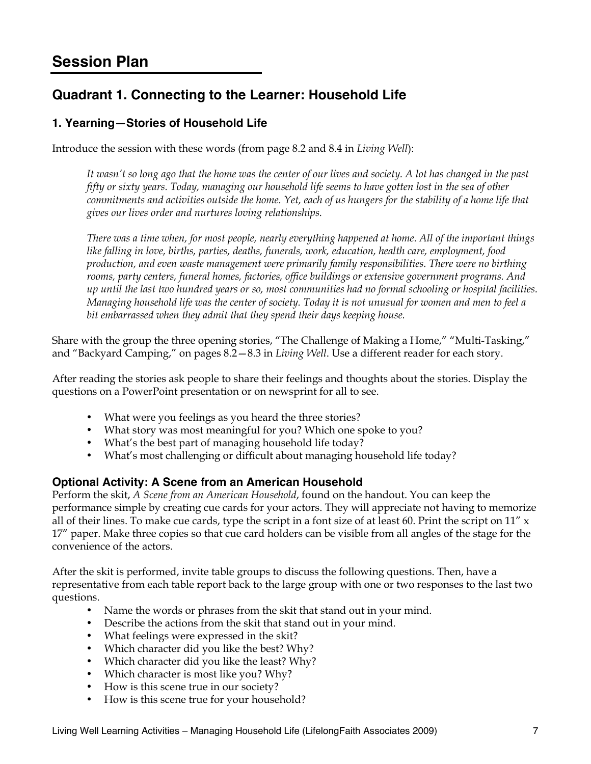# Session Plan

## Quadrant 1. Connecting to the Learner: Household Life

### 1. Yearning—Stories of Household Life

Introduce the session with these words (from page 8.2 and 8.4 in *Living Well*):

> *It wasn't so long ago that the home was the center of our lives and society. A lot has changed in the past fifty or sixty years. Today, managing our household life seems to have gotten lost in the sea of other commitments and activities outside the home. Yet, each of us hungers for the stability of a home life that gives our lives order and nurtures loving relationships.*
>
> *There was a time when, for most people, nearly everything happened at home. All of the important things like falling in love, births, parties, deaths, funerals, work, education, health care, employment, food production, and even waste management were primarily family responsibilities. There were no birthing rooms, party centers, funeral homes, factories, office buildings or extensive government programs. And up until the last two hundred years or so, most communities had no formal schooling or hospital facilities. Managing household life was the center of society. Today it is not unusual for women and men to feel a bit embarrassed when they admit that they spend their days keeping house.*

Share with the group the three opening stories, "The Challenge of Making a Home," "Multi-Tasking," and "Backyard Camping," on pages 8.2—8.3 in *Living Well*. Use a different reader for each story.

After reading the stories ask people to share their feelings and thoughts about the stories. Display the questions on a PowerPoint presentation or on newsprint for all to see.

- What were you feelings as you heard the three stories?
- What story was most meaningful for you? Which one spoke to you?
- What's the best part of managing household life today?
- What's most challenging or difficult about managing household life today?

### Optional Activity: A Scene from an American Household

Perform the skit, *A Scene from an American Household*, found on the handout. You can keep the performance simple by creating cue cards for your actors. They will appreciate not having to memorize all of their lines. To make cue cards, type the script in a font size of at least 60. Print the script on 11" x 17" paper. Make three copies so that cue card holders can be visible from all angles of the stage for the convenience of the actors.

After the skit is performed, invite table groups to discuss the following questions. Then, have a representative from each table report back to the large group with one or two responses to the last two questions.

- Name the words or phrases from the skit that stand out in your mind.
- Describe the actions from the skit that stand out in your mind.
- What feelings were expressed in the skit?
- Which character did you like the best? Why?
- Which character did you like the least? Why?
- Which character is most like you? Why?
- How is this scene true in our society?
- How is this scene true for your household?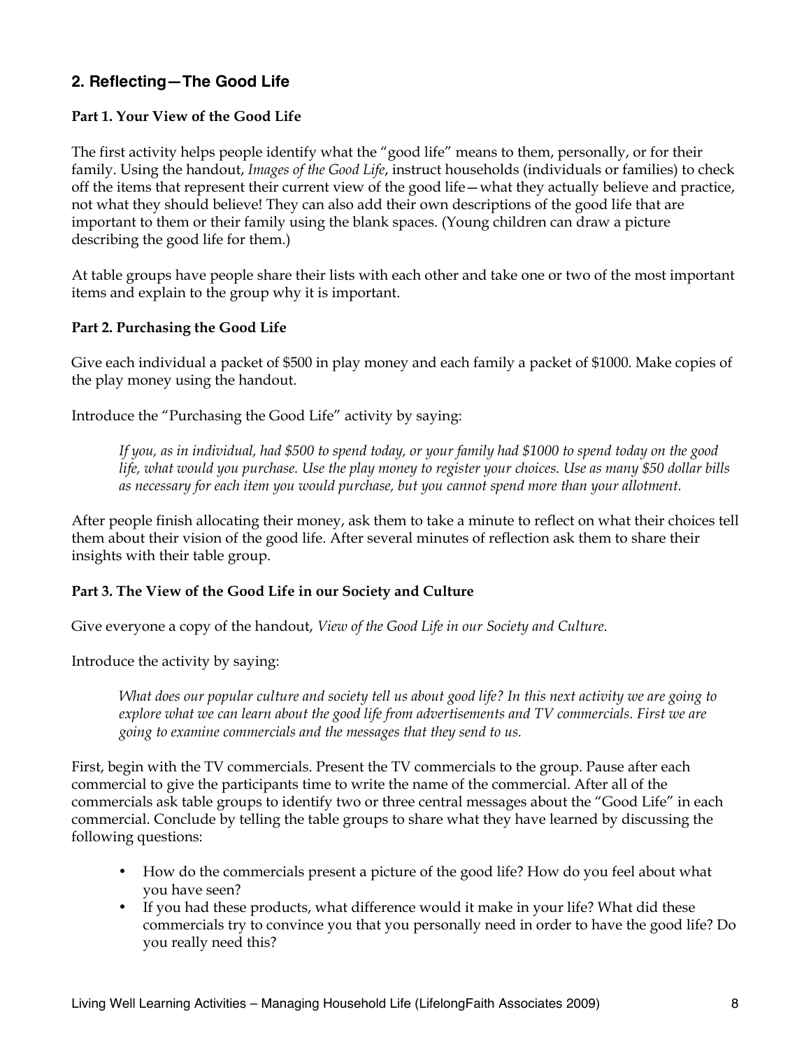## 2. Reflecting—The Good Life

**Part 1. Your View of the Good Life**

The first activity helps people identify what the "good life" means to them, personally, or for their family. Using the handout, *Images of the Good Life*, instruct households (individuals or families) to check off the items that represent their current view of the good life—what they actually believe and practice, not what they should believe! They can also add their own descriptions of the good life that are important to them or their family using the blank spaces. (Young children can draw a picture describing the good life for them.)

At table groups have people share their lists with each other and take one or two of the most important items and explain to the group why it is important.

**Part 2. Purchasing the Good Life**

Give each individual a packet of $500 in play money and each family a packet of $1000. Make copies of the play money using the handout.

Introduce the "Purchasing the Good Life" activity by saying:

> *If you, as in individual, had $500 to spend today, or your family had $1000 to spend today on the good life, what would you purchase. Use the play money to register your choices. Use as many $50 dollar bills as necessary for each item you would purchase, but you cannot spend more than your allotment.*

After people finish allocating their money, ask them to take a minute to reflect on what their choices tell them about their vision of the good life. After several minutes of reflection ask them to share their insights with their table group.

**Part 3. The View of the Good Life in our Society and Culture**

Give everyone a copy of the handout, *View of the Good Life in our Society and Culture.*

Introduce the activity by saying:

> *What does our popular culture and society tell us about good life? In this next activity we are going to explore what we can learn about the good life from advertisements and TV commercials. First we are going to examine commercials and the messages that they send to us.*

First, begin with the TV commercials. Present the TV commercials to the group. Pause after each commercial to give the participants time to write the name of the commercial. After all of the commercials ask table groups to identify two or three central messages about the "Good Life" in each commercial. Conclude by telling the table groups to share what they have learned by discussing the following questions:

- How do the commercials present a picture of the good life? How do you feel about what you have seen?
- If you had these products, what difference would it make in your life? What did these commercials try to convince you that you personally need in order to have the good life? Do you really need this?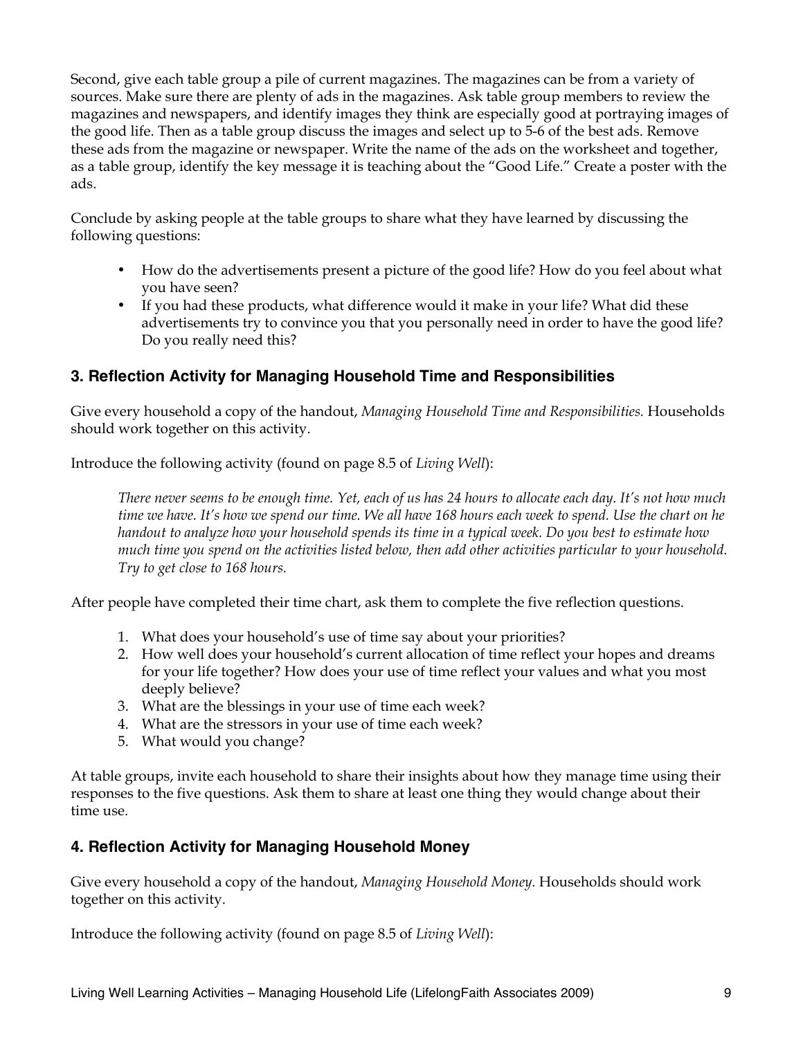Second, give each table group a pile of current magazines. The magazines can be from a variety of sources. Make sure there are plenty of ads in the magazines. Ask table group members to review the magazines and newspapers, and identify images they think are especially good at portraying images of the good life. Then as a table group discuss the images and select up to 5-6 of the best ads. Remove these ads from the magazine or newspaper. Write the name of the ads on the worksheet and together, as a table group, identify the key message it is teaching about the "Good Life." Create a poster with the ads.

Conclude by asking people at the table groups to share what they have learned by discussing the following questions:

- How do the advertisements present a picture of the good life? How do you feel about what you have seen?
- If you had these products, what difference would it make in your life? What did these advertisements try to convince you that you personally need in order to have the good life? Do you really need this?

### 3. Reflection Activity for Managing Household Time and Responsibilities

Give every household a copy of the handout, *Managing Household Time and Responsibilities.* Households should work together on this activity.

Introduce the following activity (found on page 8.5 of *Living Well*):

> *There never seems to be enough time. Yet, each of us has 24 hours to allocate each day. It's not how much time we have. It's how we spend our time. We all have 168 hours each week to spend. Use the chart on he handout to analyze how your household spends its time in a typical week. Do you best to estimate how much time you spend on the activities listed below, then add other activities particular to your household. Try to get close to 168 hours.*

After people have completed their time chart, ask them to complete the five reflection questions.

1. What does your household's use of time say about your priorities?
2. How well does your household's current allocation of time reflect your hopes and dreams for your life together? How does your use of time reflect your values and what you most deeply believe?
3. What are the blessings in your use of time each week?
4. What are the stressors in your use of time each week?
5. What would you change?

At table groups, invite each household to share their insights about how they manage time using their responses to the five questions. Ask them to share at least one thing they would change about their time use.

### 4. Reflection Activity for Managing Household Money

Give every household a copy of the handout, *Managing Household Money.* Households should work together on this activity.

Introduce the following activity (found on page 8.5 of *Living Well*):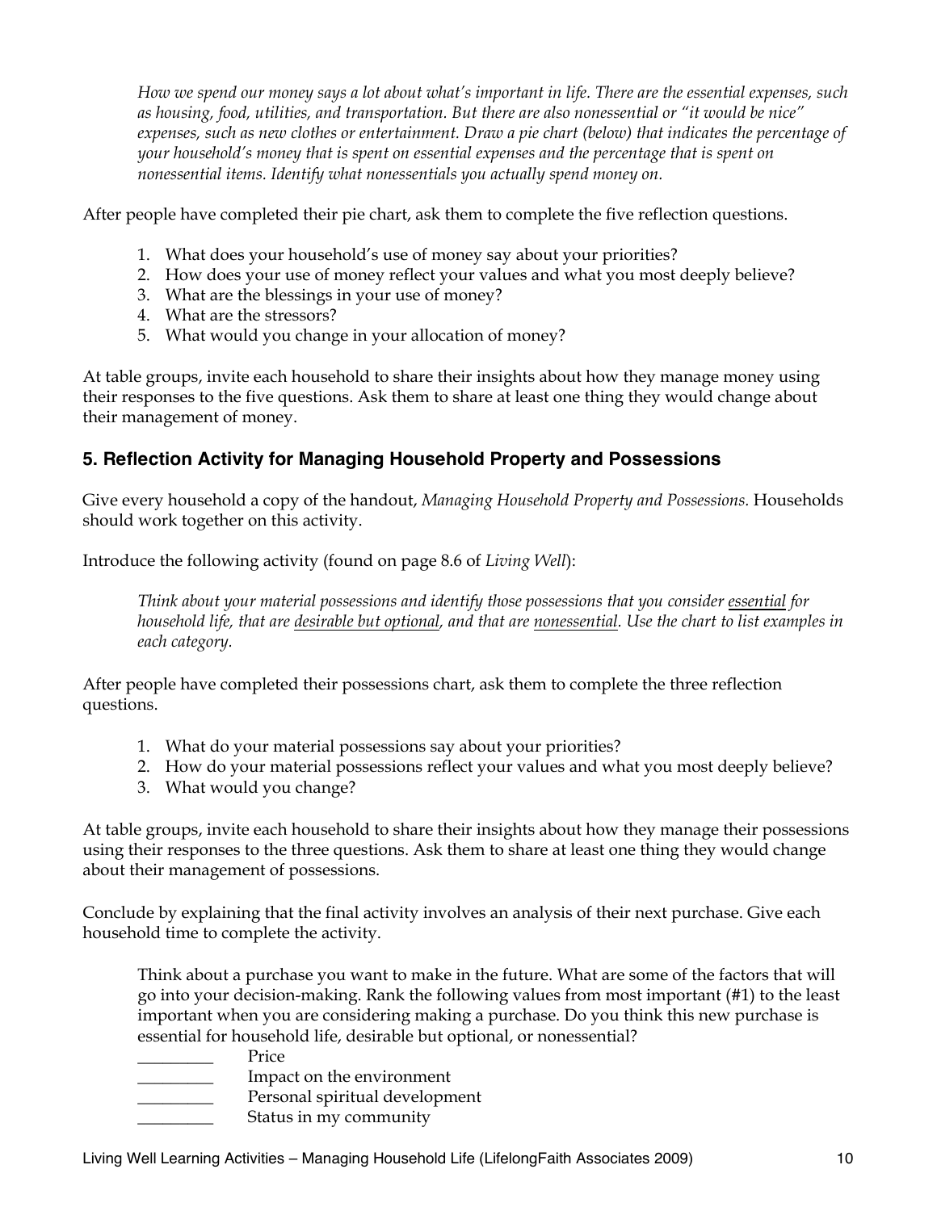*How we spend our money says a lot about what's important in life. There are the essential expenses, such as housing, food, utilities, and transportation. But there are also nonessential or "it would be nice" expenses, such as new clothes or entertainment. Draw a pie chart (below) that indicates the percentage of your household's money that is spent on essential expenses and the percentage that is spent on nonessential items. Identify what nonessentials you actually spend money on.*

After people have completed their pie chart, ask them to complete the five reflection questions.

1. What does your household's use of money say about your priorities?
2. How does your use of money reflect your values and what you most deeply believe?
3. What are the blessings in your use of money?
4. What are the stressors?
5. What would you change in your allocation of money?

At table groups, invite each household to share their insights about how they manage money using their responses to the five questions. Ask them to share at least one thing they would change about their management of money.

### 5. Reflection Activity for Managing Household Property and Possessions

Give every household a copy of the handout, *Managing Household Property and Possessions.* Households should work together on this activity.

Introduce the following activity (found on page 8.6 of *Living Well*):

*Think about your material possessions and identify those possessions that you consider <u>essential</u> for household life, that are <u>desirable but optional</u>, and that are <u>nonessential</u>. Use the chart to list examples in each category.*

After people have completed their possessions chart, ask them to complete the three reflection questions.

1. What do your material possessions say about your priorities?
2. How do your material possessions reflect your values and what you most deeply believe?
3. What would you change?

At table groups, invite each household to share their insights about how they manage their possessions using their responses to the three questions. Ask them to share at least one thing they would change about their management of possessions.

Conclude by explaining that the final activity involves an analysis of their next purchase. Give each household time to complete the activity.

> Think about a purchase you want to make in the future. What are some of the factors that will go into your decision-making. Rank the following values from most important (#1) to the least important when you are considering making a purchase. Do you think this new purchase is essential for household life, desirable but optional, or nonessential?
>
> _________ Price
> _________ Impact on the environment
> _________ Personal spiritual development
> _________ Status in my community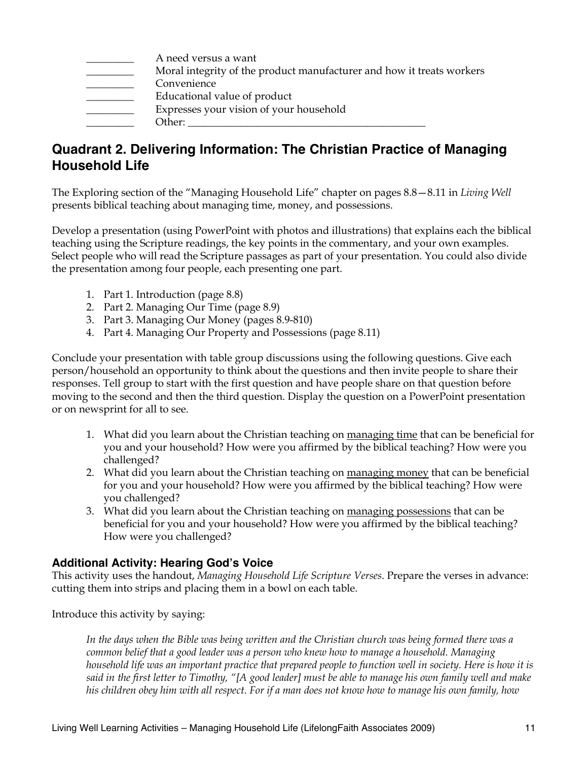_________ A need versus a want
_________ Moral integrity of the product manufacturer and how it treats workers
_________ Convenience
_________ Educational value of product
_________ Expresses your vision of your household
_________ Other: _______________________________________________

## Quadrant 2. Delivering Information: The Christian Practice of Managing Household Life

The Exploring section of the "Managing Household Life" chapter on pages 8.8—8.11 in *Living Well* presents biblical teaching about managing time, money, and possessions.

Develop a presentation (using PowerPoint with photos and illustrations) that explains each the biblical teaching using the Scripture readings, the key points in the commentary, and your own examples. Select people who will read the Scripture passages as part of your presentation. You could also divide the presentation among four people, each presenting one part.

1. Part 1. Introduction (page 8.8)
2. Part 2. Managing Our Time (page 8.9)
3. Part 3. Managing Our Money (pages 8.9-810)
4. Part 4. Managing Our Property and Possessions (page 8.11)

Conclude your presentation with table group discussions using the following questions. Give each person/household an opportunity to think about the questions and then invite people to share their responses. Tell group to start with the first question and have people share on that question before moving to the second and then the third question. Display the question on a PowerPoint presentation or on newsprint for all to see.

1. What did you learn about the Christian teaching on <u>managing time</u> that can be beneficial for you and your household? How were you affirmed by the biblical teaching? How were you challenged?
2. What did you learn about the Christian teaching on <u>managing money</u> that can be beneficial for you and your household? How were you affirmed by the biblical teaching? How were you challenged?
3. What did you learn about the Christian teaching on <u>managing possessions</u> that can be beneficial for you and your household? How were you affirmed by the biblical teaching? How were you challenged?

### Additional Activity: Hearing God's Voice

This activity uses the handout, *Managing Household Life Scripture Verses*. Prepare the verses in advance: cutting them into strips and placing them in a bowl on each table.

Introduce this activity by saying:

*In the days when the Bible was being written and the Christian church was being formed there was a common belief that a good leader was a person who knew how to manage a household. Managing household life was an important practice that prepared people to function well in society. Here is how it is said in the first letter to Timothy, "[A good leader] must be able to manage his own family well and make his children obey him with all respect. For if a man does not know how to manage his own family, how*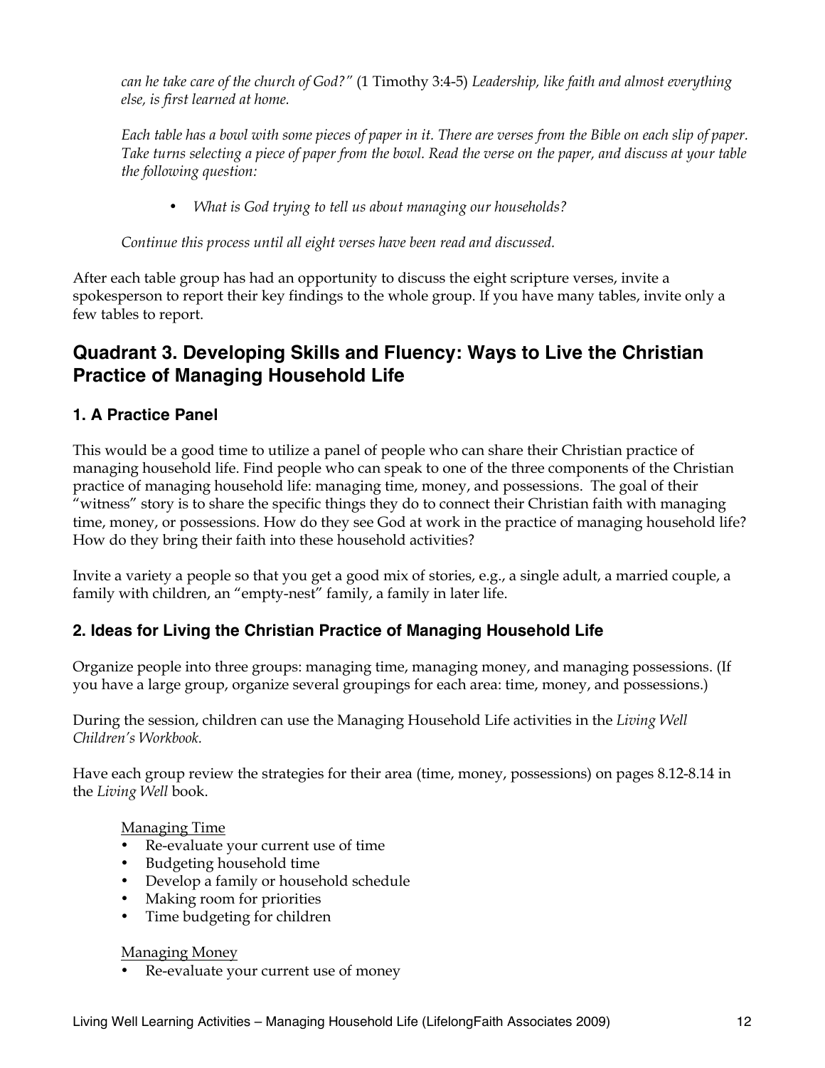*can he take care of the church of God?"* (1 Timothy 3:4-5) *Leadership, like faith and almost everything else, is first learned at home.*

*Each table has a bowl with some pieces of paper in it. There are verses from the Bible on each slip of paper. Take turns selecting a piece of paper from the bowl. Read the verse on the paper, and discuss at your table the following question:*

- *What is God trying to tell us about managing our households?*

*Continue this process until all eight verses have been read and discussed.*

After each table group has had an opportunity to discuss the eight scripture verses, invite a spokesperson to report their key findings to the whole group. If you have many tables, invite only a few tables to report.

## Quadrant 3. Developing Skills and Fluency: Ways to Live the Christian Practice of Managing Household Life

### 1. A Practice Panel

This would be a good time to utilize a panel of people who can share their Christian practice of managing household life. Find people who can speak to one of the three components of the Christian practice of managing household life: managing time, money, and possessions. The goal of their "witness" story is to share the specific things they do to connect their Christian faith with managing time, money, or possessions. How do they see God at work in the practice of managing household life? How do they bring their faith into these household activities?

Invite a variety a people so that you get a good mix of stories, e.g., a single adult, a married couple, a family with children, an "empty-nest" family, a family in later life.

### 2. Ideas for Living the Christian Practice of Managing Household Life

Organize people into three groups: managing time, managing money, and managing possessions. (If you have a large group, organize several groupings for each area: time, money, and possessions.)

During the session, children can use the Managing Household Life activities in the *Living Well Children's Workbook.*

Have each group review the strategies for their area (time, money, possessions) on pages 8.12-8.14 in the *Living Well* book.

Managing Time

- Re-evaluate your current use of time
- Budgeting household time
- Develop a family or household schedule
- Making room for priorities
- Time budgeting for children

Managing Money

- Re-evaluate your current use of money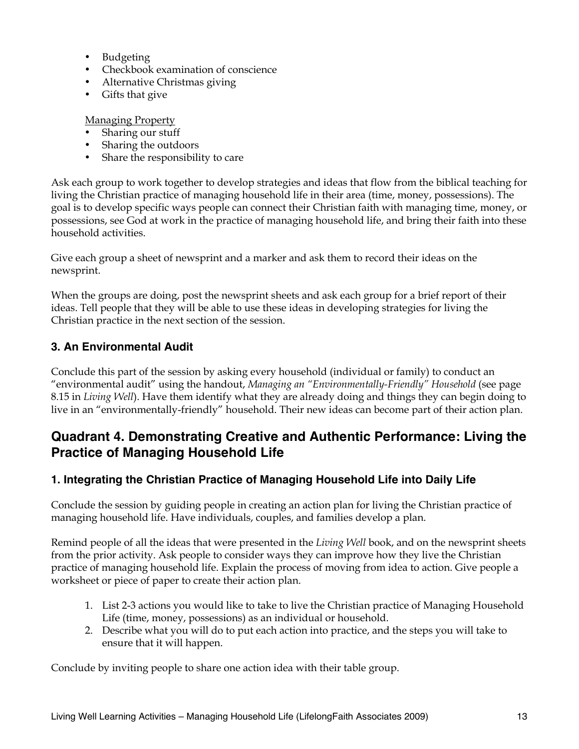- Budgeting
- Checkbook examination of conscience
- Alternative Christmas giving
- Gifts that give

<u>Managing Property</u>
- Sharing our stuff
- Sharing the outdoors
- Share the responsibility to care

Ask each group to work together to develop strategies and ideas that flow from the biblical teaching for living the Christian practice of managing household life in their area (time, money, possessions). The goal is to develop specific ways people can connect their Christian faith with managing time, money, or possessions, see God at work in the practice of managing household life, and bring their faith into these household activities.

Give each group a sheet of newsprint and a marker and ask them to record their ideas on the newsprint.

When the groups are doing, post the newsprint sheets and ask each group for a brief report of their ideas. Tell people that they will be able to use these ideas in developing strategies for living the Christian practice in the next section of the session.

### 3. An Environmental Audit

Conclude this part of the session by asking every household (individual or family) to conduct an "environmental audit" using the handout, *Managing an "Environmentally-Friendly" Household* (see page 8.15 in *Living Well*). Have them identify what they are already doing and things they can begin doing to live in an "environmentally-friendly" household. Their new ideas can become part of their action plan.

## Quadrant 4. Demonstrating Creative and Authentic Performance: Living the Practice of Managing Household Life

### 1. Integrating the Christian Practice of Managing Household Life into Daily Life

Conclude the session by guiding people in creating an action plan for living the Christian practice of managing household life. Have individuals, couples, and families develop a plan.

Remind people of all the ideas that were presented in the *Living Well* book, and on the newsprint sheets from the prior activity. Ask people to consider ways they can improve how they live the Christian practice of managing household life. Explain the process of moving from idea to action. Give people a worksheet or piece of paper to create their action plan.

1. List 2-3 actions you would like to take to live the Christian practice of Managing Household Life (time, money, possessions) as an individual or household.
2. Describe what you will do to put each action into practice, and the steps you will take to ensure that it will happen.

Conclude by inviting people to share one action idea with their table group.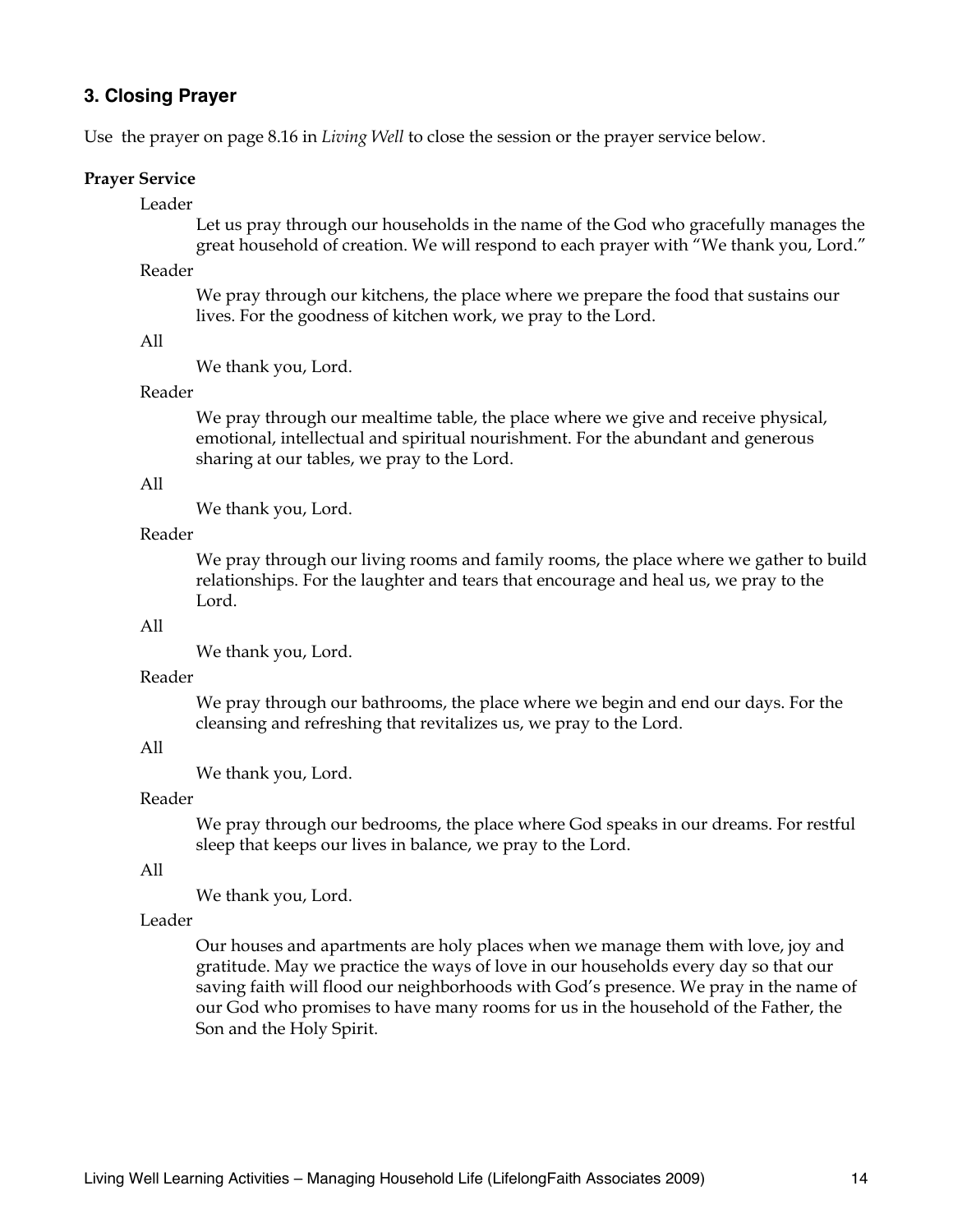### 3. Closing Prayer

Use the prayer on page 8.16 in *Living Well* to close the session or the prayer service below.

**Prayer Service**

Leader

Let us pray through our households in the name of the God who gracefully manages the great household of creation. We will respond to each prayer with “We thank you, Lord.”

Reader

We pray through our kitchens, the place where we prepare the food that sustains our lives. For the goodness of kitchen work, we pray to the Lord.

All

We thank you, Lord.

Reader

We pray through our mealtime table, the place where we give and receive physical, emotional, intellectual and spiritual nourishment. For the abundant and generous sharing at our tables, we pray to the Lord.

All

We thank you, Lord.

Reader

We pray through our living rooms and family rooms, the place where we gather to build relationships. For the laughter and tears that encourage and heal us, we pray to the Lord.

All

We thank you, Lord.

Reader

We pray through our bathrooms, the place where we begin and end our days. For the cleansing and refreshing that revitalizes us, we pray to the Lord.

All

We thank you, Lord.

Reader

We pray through our bedrooms, the place where God speaks in our dreams. For restful sleep that keeps our lives in balance, we pray to the Lord.

All

We thank you, Lord.

Leader

Our houses and apartments are holy places when we manage them with love, joy and gratitude. May we practice the ways of love in our households every day so that our saving faith will flood our neighborhoods with God’s presence. We pray in the name of our God who promises to have many rooms for us in the household of the Father, the Son and the Holy Spirit.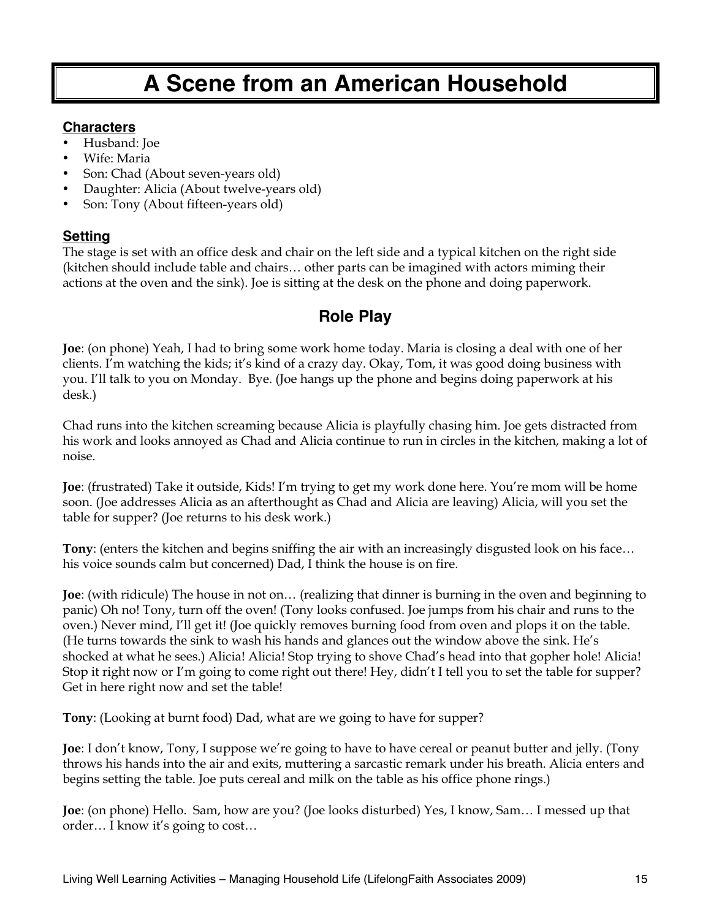# A Scene from an American Household

## Characters

- Husband: Joe
- Wife: Maria
- Son: Chad (About seven-years old)
- Daughter: Alicia (About twelve-years old)
- Son: Tony (About fifteen-years old)

## Setting

The stage is set with an office desk and chair on the left side and a typical kitchen on the right side (kitchen should include table and chairs… other parts can be imagined with actors miming their actions at the oven and the sink). Joe is sitting at the desk on the phone and doing paperwork.

## Role Play

**Joe**: (on phone) Yeah, I had to bring some work home today. Maria is closing a deal with one of her clients. I'm watching the kids; it's kind of a crazy day. Okay, Tom, it was good doing business with you. I'll talk to you on Monday. Bye. (Joe hangs up the phone and begins doing paperwork at his desk.)

Chad runs into the kitchen screaming because Alicia is playfully chasing him. Joe gets distracted from his work and looks annoyed as Chad and Alicia continue to run in circles in the kitchen, making a lot of noise.

**Joe**: (frustrated) Take it outside, Kids! I'm trying to get my work done here. You're mom will be home soon. (Joe addresses Alicia as an afterthought as Chad and Alicia are leaving) Alicia, will you set the table for supper? (Joe returns to his desk work.)

**Tony**: (enters the kitchen and begins sniffing the air with an increasingly disgusted look on his face… his voice sounds calm but concerned) Dad, I think the house is on fire.

**Joe**: (with ridicule) The house in not on… (realizing that dinner is burning in the oven and beginning to panic) Oh no! Tony, turn off the oven! (Tony looks confused. Joe jumps from his chair and runs to the oven.) Never mind, I'll get it! (Joe quickly removes burning food from oven and plops it on the table. (He turns towards the sink to wash his hands and glances out the window above the sink. He's shocked at what he sees.) Alicia! Alicia! Stop trying to shove Chad's head into that gopher hole! Alicia! Stop it right now or I'm going to come right out there! Hey, didn't I tell you to set the table for supper? Get in here right now and set the table!

**Tony**: (Looking at burnt food) Dad, what are we going to have for supper?

**Joe**: I don't know, Tony, I suppose we're going to have to have cereal or peanut butter and jelly. (Tony throws his hands into the air and exits, muttering a sarcastic remark under his breath. Alicia enters and begins setting the table. Joe puts cereal and milk on the table as his office phone rings.)

**Joe**: (on phone) Hello. Sam, how are you? (Joe looks disturbed) Yes, I know, Sam… I messed up that order… I know it's going to cost…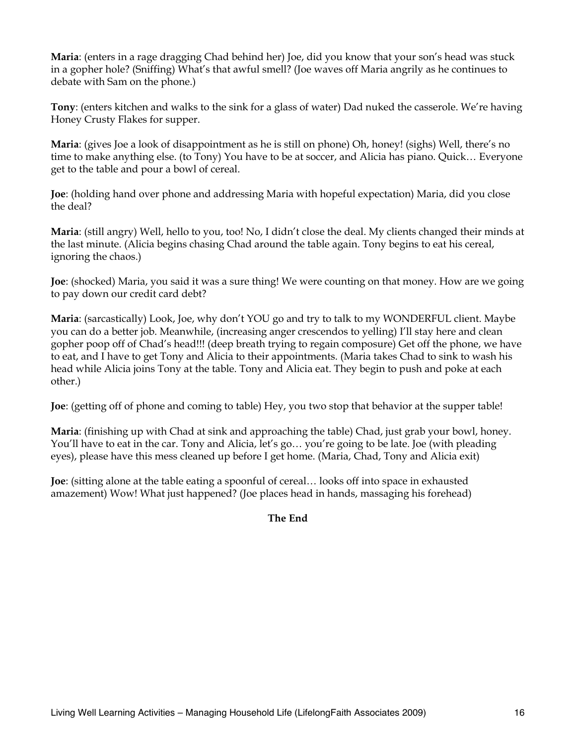**Maria**: (enters in a rage dragging Chad behind her) Joe, did you know that your son's head was stuck in a gopher hole? (Sniffing) What's that awful smell? (Joe waves off Maria angrily as he continues to debate with Sam on the phone.)

**Tony**: (enters kitchen and walks to the sink for a glass of water) Dad nuked the casserole. We're having Honey Crusty Flakes for supper.

**Maria**: (gives Joe a look of disappointment as he is still on phone) Oh, honey! (sighs) Well, there's no time to make anything else. (to Tony) You have to be at soccer, and Alicia has piano. Quick… Everyone get to the table and pour a bowl of cereal.

**Joe**: (holding hand over phone and addressing Maria with hopeful expectation) Maria, did you close the deal?

**Maria**: (still angry) Well, hello to you, too! No, I didn't close the deal. My clients changed their minds at the last minute. (Alicia begins chasing Chad around the table again. Tony begins to eat his cereal, ignoring the chaos.)

**Joe**: (shocked) Maria, you said it was a sure thing! We were counting on that money. How are we going to pay down our credit card debt?

**Maria**: (sarcastically) Look, Joe, why don't YOU go and try to talk to my WONDERFUL client. Maybe you can do a better job. Meanwhile, (increasing anger crescendos to yelling) I'll stay here and clean gopher poop off of Chad's head!!! (deep breath trying to regain composure) Get off the phone, we have to eat, and I have to get Tony and Alicia to their appointments. (Maria takes Chad to sink to wash his head while Alicia joins Tony at the table. Tony and Alicia eat. They begin to push and poke at each other.)

**Joe**: (getting off of phone and coming to table) Hey, you two stop that behavior at the supper table!

**Maria**: (finishing up with Chad at sink and approaching the table) Chad, just grab your bowl, honey. You'll have to eat in the car. Tony and Alicia, let's go… you're going to be late. Joe (with pleading eyes), please have this mess cleaned up before I get home. (Maria, Chad, Tony and Alicia exit)

**Joe**: (sitting alone at the table eating a spoonful of cereal… looks off into space in exhausted amazement) Wow! What just happened? (Joe places head in hands, massaging his forehead)

**The End**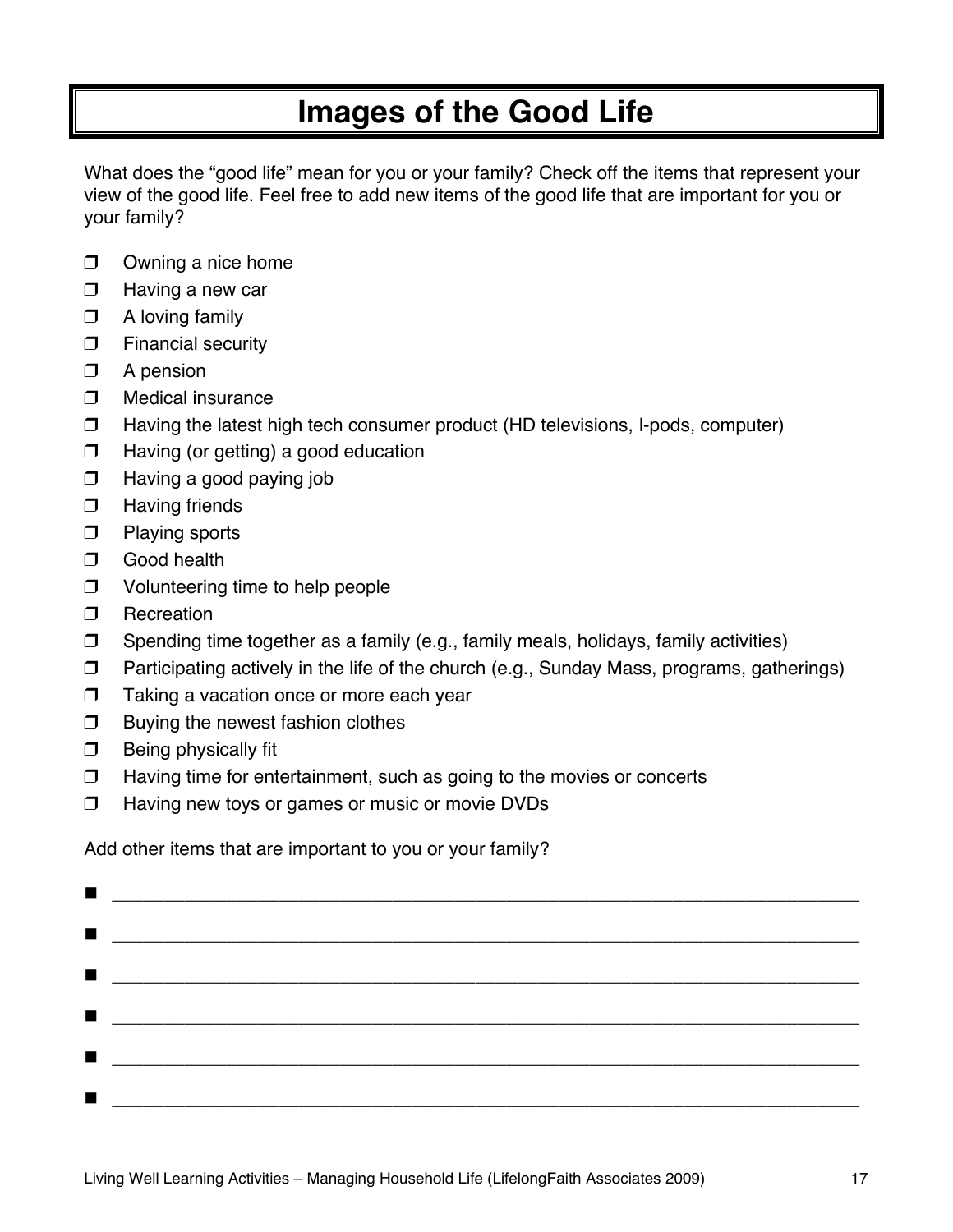# Images of the Good Life

What does the "good life" mean for you or your family? Check off the items that represent your view of the good life. Feel free to add new items of the good life that are important for you or your family?

- ☐ Owning a nice home
- ☐ Having a new car
- ☐ A loving family
- ☐ Financial security
- ☐ A pension
- ☐ Medical insurance
- ☐ Having the latest high tech consumer product (HD televisions, I-pods, computer)
- ☐ Having (or getting) a good education
- ☐ Having a good paying job
- ☐ Having friends
- ☐ Playing sports
- ☐ Good health
- ☐ Volunteering time to help people
- ☐ Recreation
- ☐ Spending time together as a family (e.g., family meals, holidays, family activities)
- ☐ Participating actively in the life of the church (e.g., Sunday Mass, programs, gatherings)
- ☐ Taking a vacation once or more each year
- ☐ Buying the newest fashion clothes
- ☐ Being physically fit
- ☐ Having time for entertainment, such as going to the movies or concerts
- ☐ Having new toys or games or music or movie DVDs

Add other items that are important to you or your family?

- ______________________________________________________________________
- ______________________________________________________________________
- ______________________________________________________________________
- ______________________________________________________________________
- ______________________________________________________________________
- ______________________________________________________________________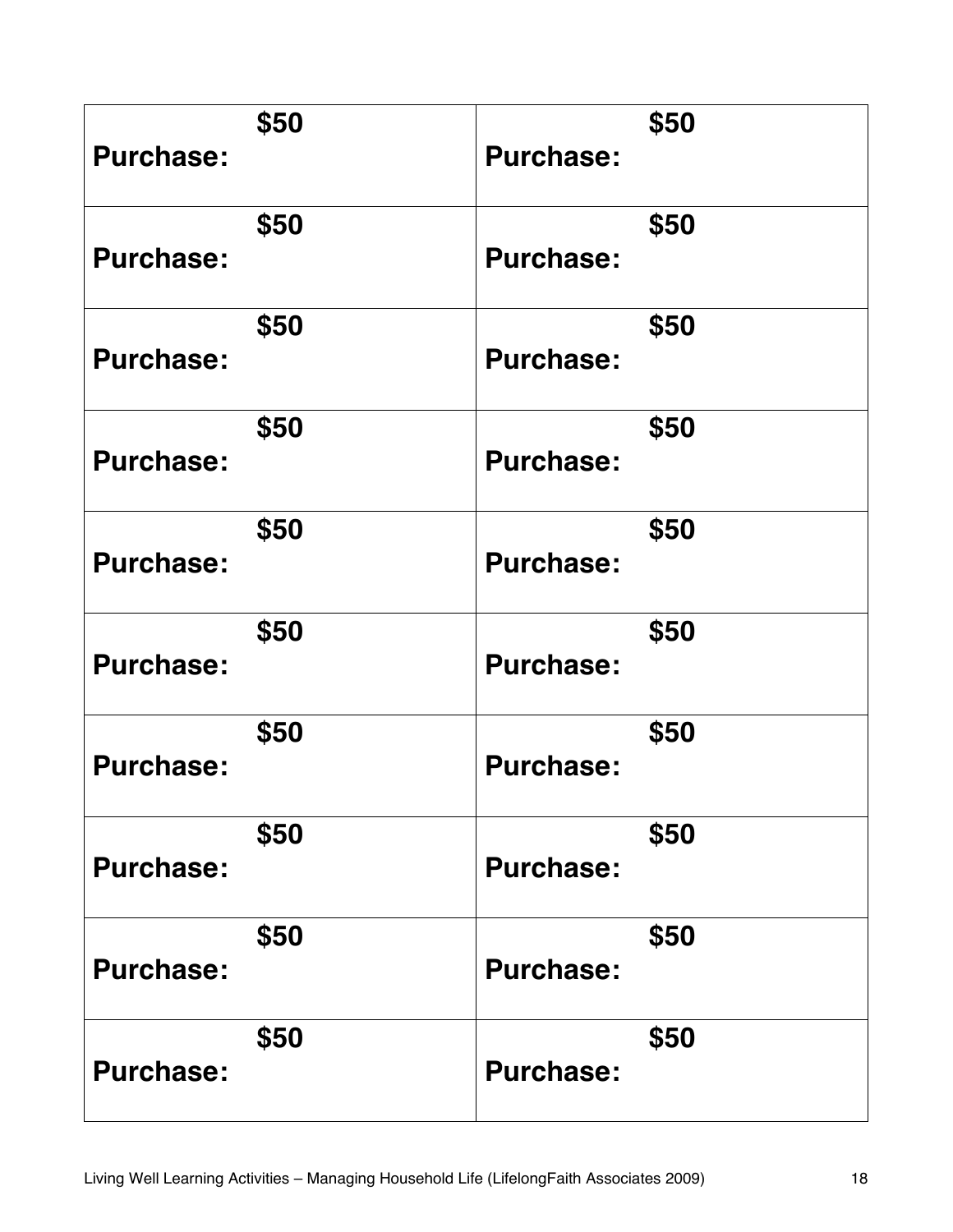| | |
|---|---|
| **$50**<br>**Purchase:** | **$50**<br>**Purchase:** |
| **$50**<br>**Purchase:** | **$50**<br>**Purchase:** |
| **$50**<br>**Purchase:** | **$50**<br>**Purchase:** |
| **$50**<br>**Purchase:** | **$50**<br>**Purchase:** |
| **$50**<br>**Purchase:** | **$50**<br>**Purchase:** |
| **$50**<br>**Purchase:** | **$50**<br>**Purchase:** |
| **$50**<br>**Purchase:** | **$50**<br>**Purchase:** |
| **$50**<br>**Purchase:** | **$50**<br>**Purchase:** |
| **$50**<br>**Purchase:** | **$50**<br>**Purchase:** |
| **$50**<br>**Purchase:** | **$50**<br>**Purchase:** |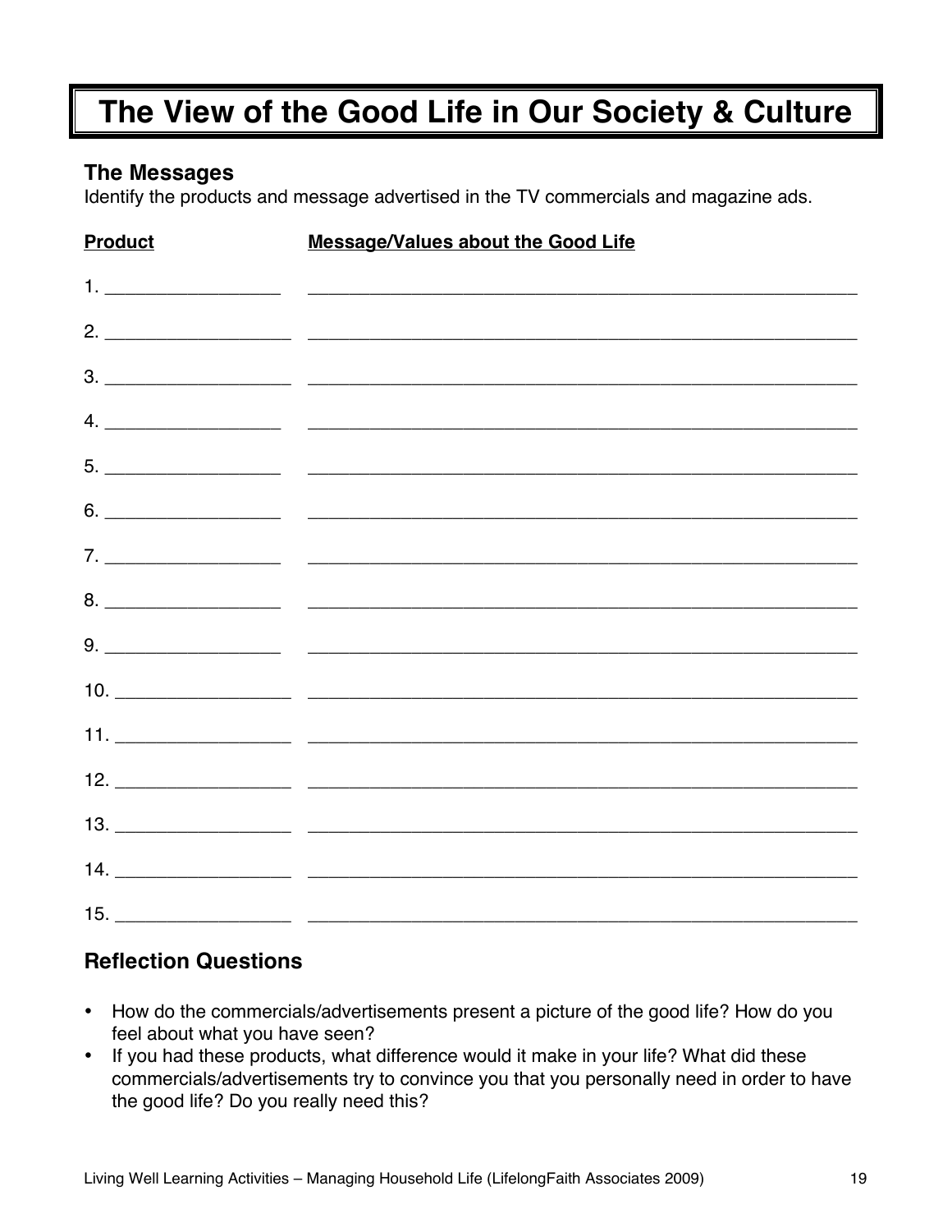# The View of the Good Life in Our Society & Culture

## The Messages

Identify the products and message advertised in the TV commercials and magazine ads.

| Product | Message/Values about the Good Life |
| --- | --- |
| 1. ________________ | ________________________________________________ |
| 2. ________________ | ________________________________________________ |
| 3. ________________ | ________________________________________________ |
| 4. ________________ | ________________________________________________ |
| 5. ________________ | ________________________________________________ |
| 6. ________________ | ________________________________________________ |
| 7. ________________ | ________________________________________________ |
| 8. ________________ | ________________________________________________ |
| 9. ________________ | ________________________________________________ |
| 10. ________________ | ________________________________________________ |
| 11. ________________ | ________________________________________________ |
| 12. ________________ | ________________________________________________ |
| 13. ________________ | ________________________________________________ |
| 14. ________________ | ________________________________________________ |
| 15. ________________ | ________________________________________________ |

## Reflection Questions

- How do the commercials/advertisements present a picture of the good life? How do you feel about what you have seen?
- If you had these products, what difference would it make in your life? What did these commercials/advertisements try to convince you that you personally need in order to have the good life? Do you really need this?

Living Well Learning Activities – Managing Household Life (LifelongFaith Associates 2009)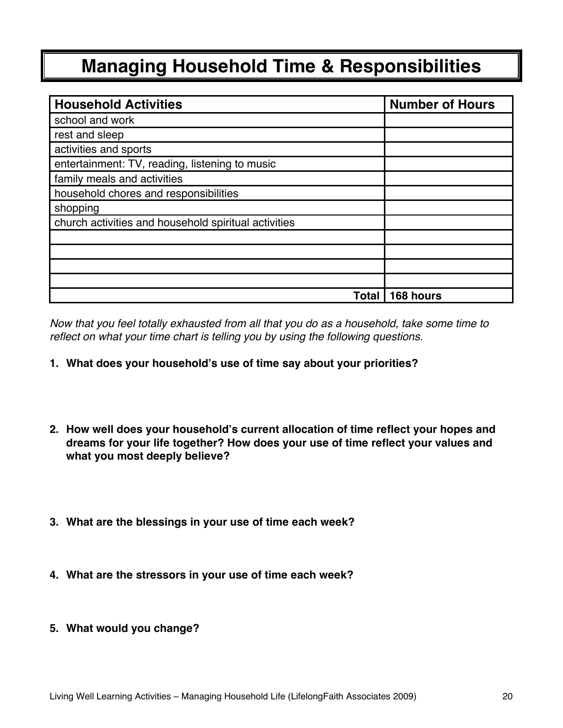# Managing Household Time & Responsibilities

| Household Activities | Number of Hours |
|---|---|
| school and work | |
| rest and sleep | |
| activities and sports | |
| entertainment: TV, reading, listening to music | |
| family meals and activities | |
| household chores and responsibilities | |
| shopping | |
| church activities and household spiritual activities | |
| | |
| | |
| | |
| | |
| **Total** | **168 hours** |

*Now that you feel totally exhausted from all that you do as a household, take some time to reflect on what your time chart is telling you by using the following questions.*

1. **What does your household's use of time say about your priorities?**

2. **How well does your household's current allocation of time reflect your hopes and dreams for your life together? How does your use of time reflect your values and what you most deeply believe?**

3. **What are the blessings in your use of time each week?**

4. **What are the stressors in your use of time each week?**

5. **What would you change?**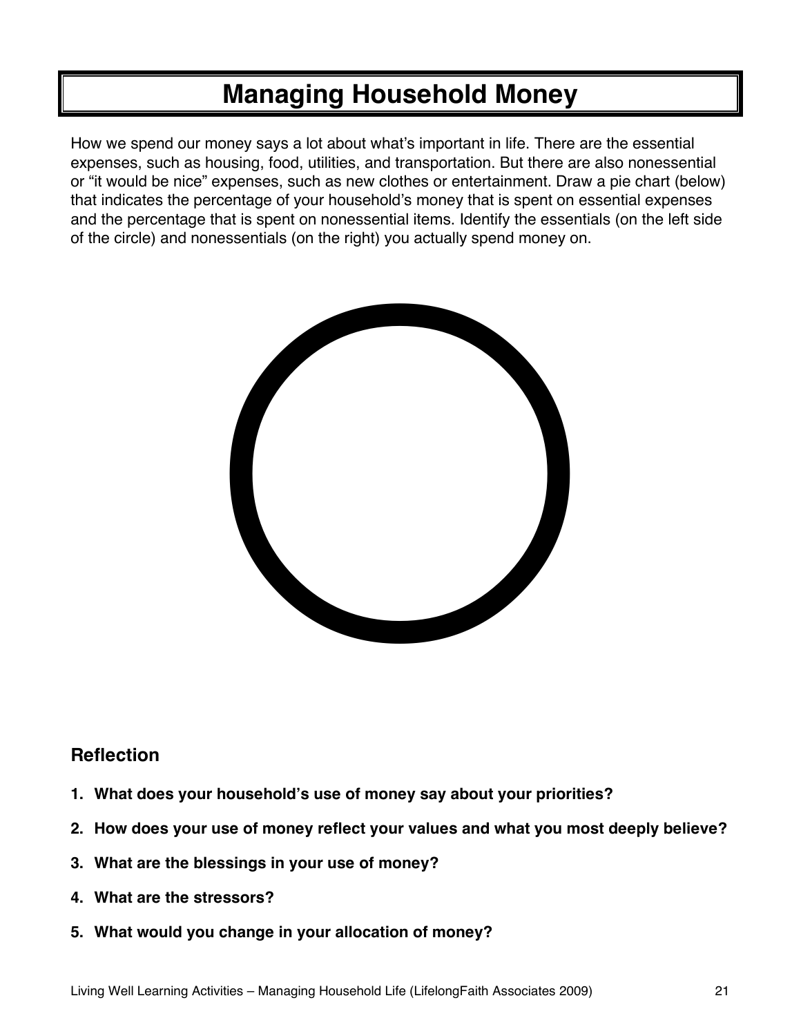# Managing Household Money

How we spend our money says a lot about what's important in life. There are the essential expenses, such as housing, food, utilities, and transportation. But there are also nonessential or "it would be nice" expenses, such as new clothes or entertainment. Draw a pie chart (below) that indicates the percentage of your household's money that is spent on essential expenses and the percentage that is spent on nonessential items. Identify the essentials (on the left side of the circle) and nonessentials (on the right) you actually spend money on.

## Reflection

1. **What does your household's use of money say about your priorities?**
2. **How does your use of money reflect your values and what you most deeply believe?**
3. **What are the blessings in your use of money?**
4. **What are the stressors?**
5. **What would you change in your allocation of money?**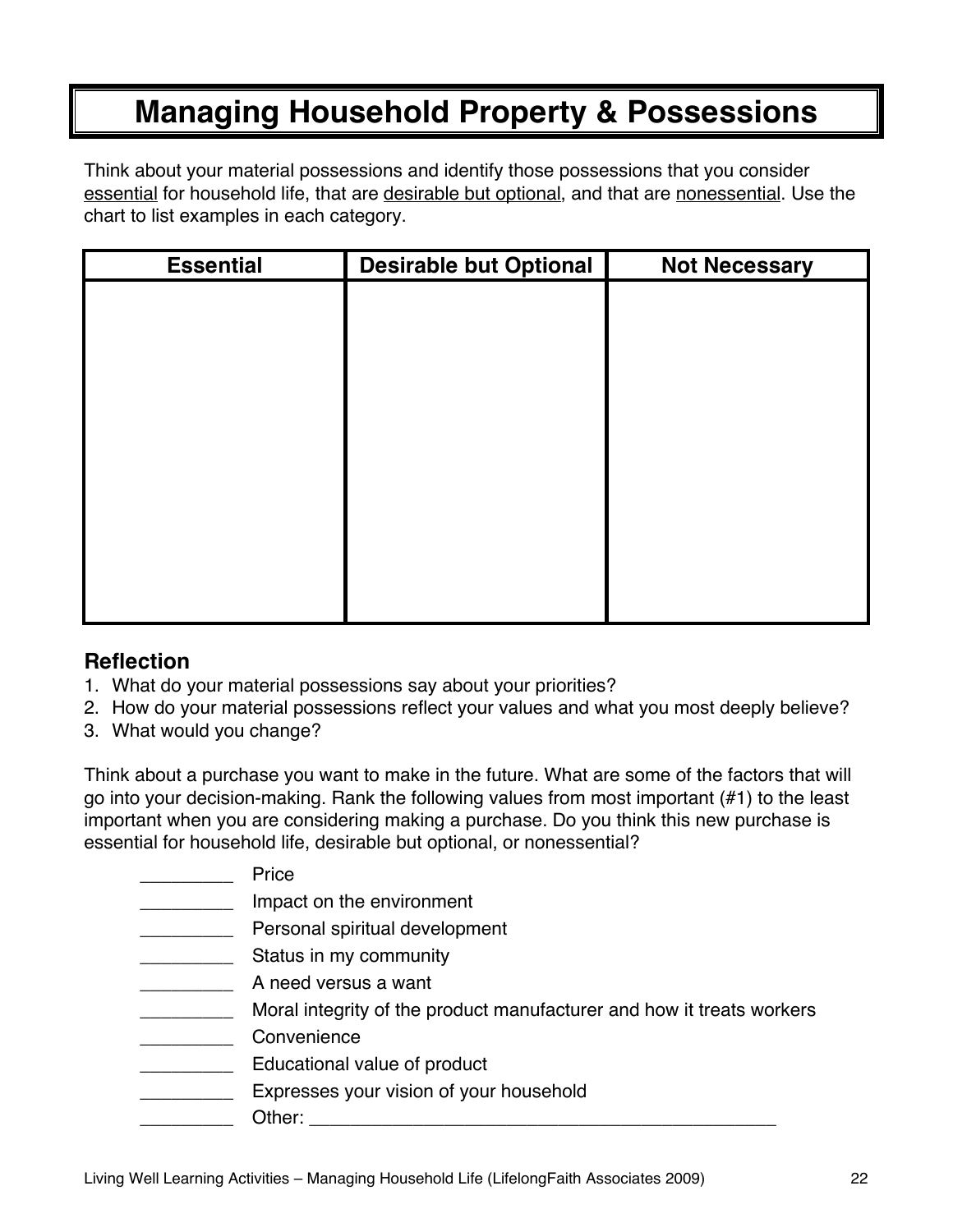# Managing Household Property & Possessions

Think about your material possessions and identify those possessions that you consider <u>essential</u> for household life, that are <u>desirable but optional</u>, and that are <u>nonessential</u>. Use the chart to list examples in each category.

| Essential | Desirable but Optional | Not Necessary |
|---|---|---|
| | | |

### Reflection

1. What do your material possessions say about your priorities?
2. How do your material possessions reflect your values and what you most deeply believe?
3. What would you change?

Think about a purchase you want to make in the future. What are some of the factors that will go into your decision-making. Rank the following values from most important (#1) to the least important when you are considering making a purchase. Do you think this new purchase is essential for household life, desirable but optional, or nonessential?

_________ Price
_________ Impact on the environment
_________ Personal spiritual development
_________ Status in my community
_________ A need versus a want
_________ Moral integrity of the product manufacturer and how it treats workers
_________ Convenience
_________ Educational value of product
_________ Expresses your vision of your household
_________ Other: _______________________________________________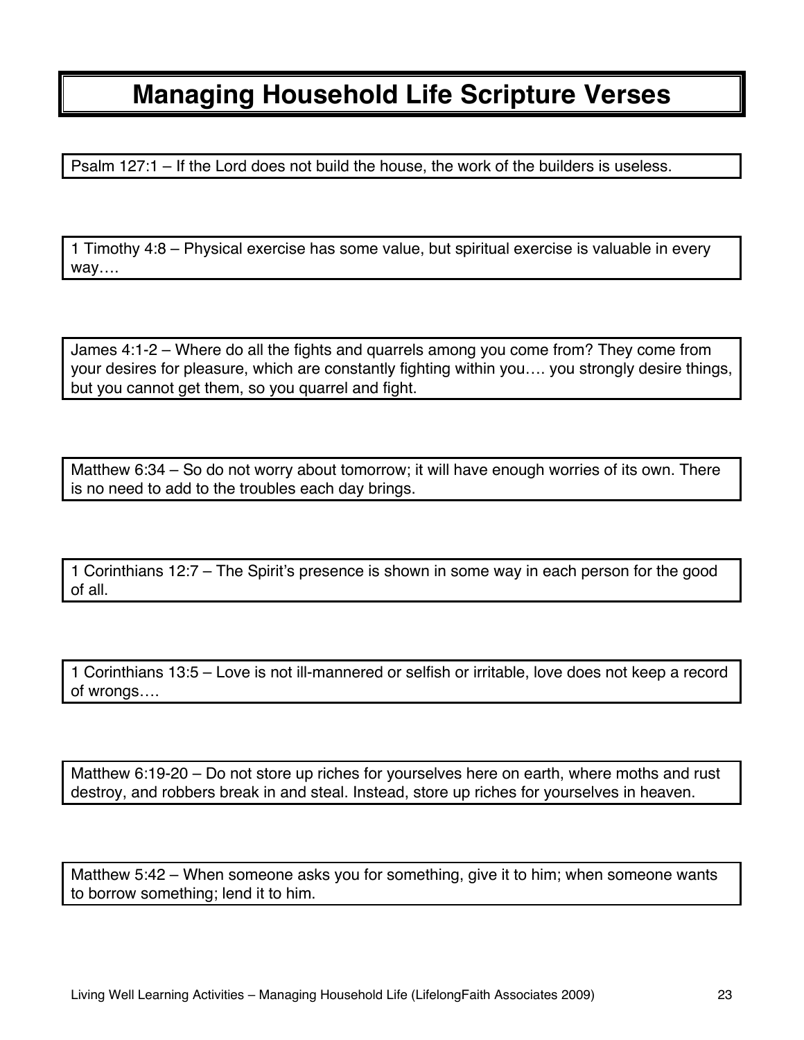# Managing Household Life Scripture Verses

Psalm 127:1 – If the Lord does not build the house, the work of the builders is useless.

1 Timothy 4:8 – Physical exercise has some value, but spiritual exercise is valuable in every way….

James 4:1-2 – Where do all the fights and quarrels among you come from? They come from your desires for pleasure, which are constantly fighting within you…. you strongly desire things, but you cannot get them, so you quarrel and fight.

Matthew 6:34 – So do not worry about tomorrow; it will have enough worries of its own. There is no need to add to the troubles each day brings.

1 Corinthians 12:7 – The Spirit's presence is shown in some way in each person for the good of all.

1 Corinthians 13:5 – Love is not ill-mannered or selfish or irritable, love does not keep a record of wrongs….

Matthew 6:19-20 – Do not store up riches for yourselves here on earth, where moths and rust destroy, and robbers break in and steal. Instead, store up riches for yourselves in heaven.

Matthew 5:42 – When someone asks you for something, give it to him; when someone wants to borrow something; lend it to him.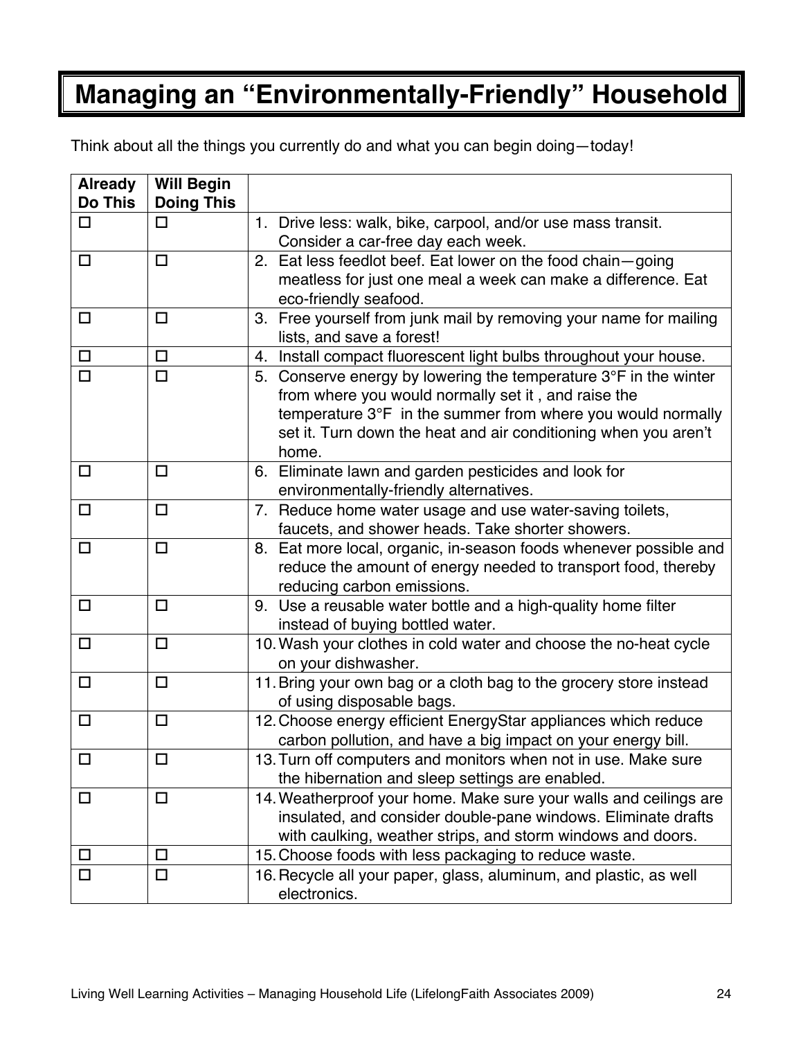# Managing an "Environmentally-Friendly" Household

Think about all the things you currently do and what you can begin doing—today!

| Already Do This | Will Begin Doing This | |
|---|---|---|
| ☐ | ☐ | 1. Drive less: walk, bike, carpool, and/or use mass transit. Consider a car-free day each week. |
| ☐ | ☐ | 2. Eat less feedlot beef. Eat lower on the food chain—going meatless for just one meal a week can make a difference. Eat eco-friendly seafood. |
| ☐ | ☐ | 3. Free yourself from junk mail by removing your name for mailing lists, and save a forest! |
| ☐ | ☐ | 4. Install compact fluorescent light bulbs throughout your house. |
| ☐ | ☐ | 5. Conserve energy by lowering the temperature 3°F in the winter from where you would normally set it , and raise the temperature 3°F in the summer from where you would normally set it. Turn down the heat and air conditioning when you aren't home. |
| ☐ | ☐ | 6. Eliminate lawn and garden pesticides and look for environmentally-friendly alternatives. |
| ☐ | ☐ | 7. Reduce home water usage and use water-saving toilets, faucets, and shower heads. Take shorter showers. |
| ☐ | ☐ | 8. Eat more local, organic, in-season foods whenever possible and reduce the amount of energy needed to transport food, thereby reducing carbon emissions. |
| ☐ | ☐ | 9. Use a reusable water bottle and a high-quality home filter instead of buying bottled water. |
| ☐ | ☐ | 10. Wash your clothes in cold water and choose the no-heat cycle on your dishwasher. |
| ☐ | ☐ | 11. Bring your own bag or a cloth bag to the grocery store instead of using disposable bags. |
| ☐ | ☐ | 12. Choose energy efficient EnergyStar appliances which reduce carbon pollution, and have a big impact on your energy bill. |
| ☐ | ☐ | 13. Turn off computers and monitors when not in use. Make sure the hibernation and sleep settings are enabled. |
| ☐ | ☐ | 14. Weatherproof your home. Make sure your walls and ceilings are insulated, and consider double-pane windows. Eliminate drafts with caulking, weather strips, and storm windows and doors. |
| ☐ | ☐ | 15. Choose foods with less packaging to reduce waste. |
| ☐ | ☐ | 16. Recycle all your paper, glass, aluminum, and plastic, as well electronics. |

Living Well Learning Activities – Managing Household Life (LifelongFaith Associates 2009)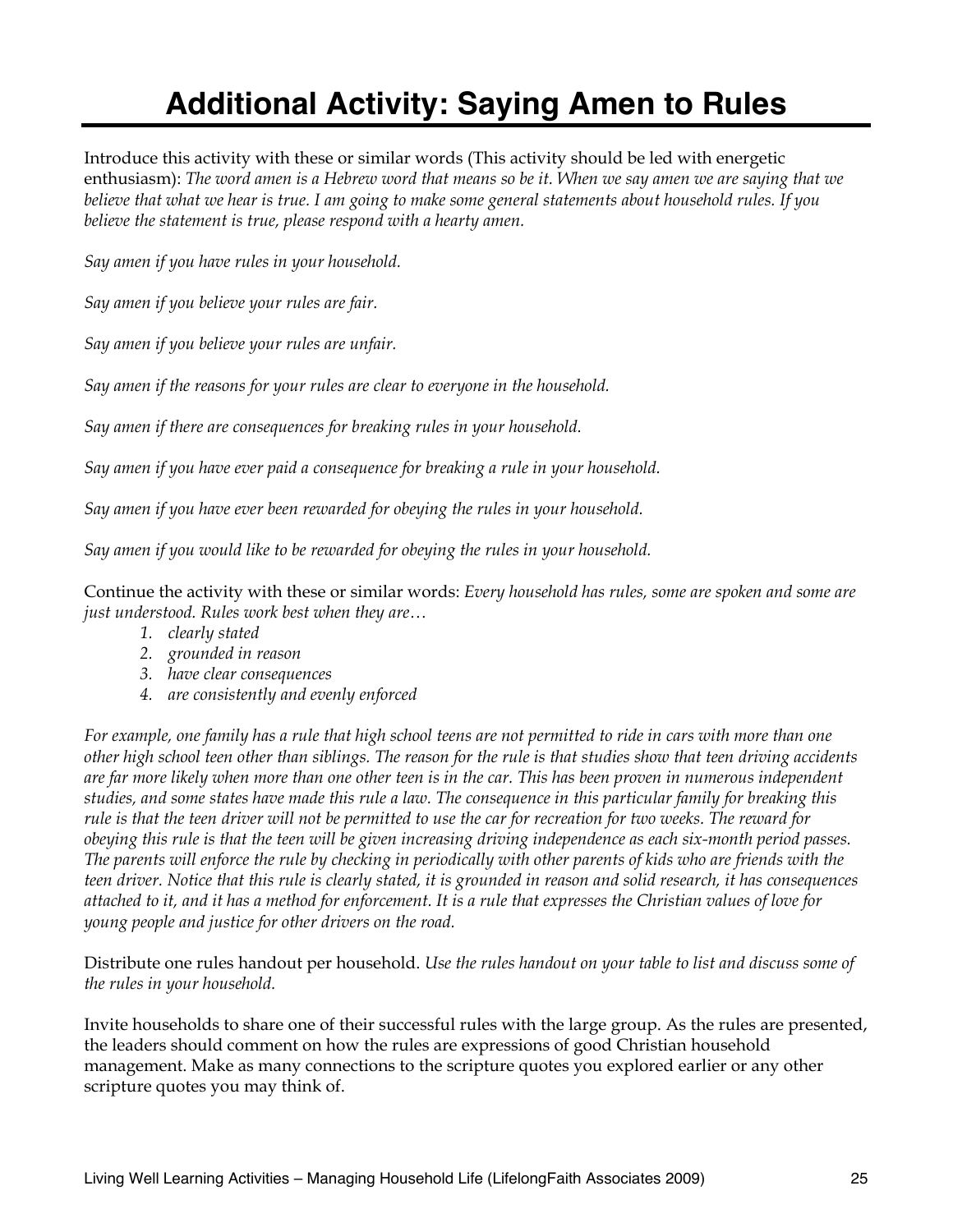# Additional Activity: Saying Amen to Rules

Introduce this activity with these or similar words (This activity should be led with energetic enthusiasm): *The word amen is a Hebrew word that means so be it. When we say amen we are saying that we believe that what we hear is true. I am going to make some general statements about household rules. If you believe the statement is true, please respond with a hearty amen.*

*Say amen if you have rules in your household.*

*Say amen if you believe your rules are fair.*

*Say amen if you believe your rules are unfair.*

*Say amen if the reasons for your rules are clear to everyone in the household.*

*Say amen if there are consequences for breaking rules in your household.*

*Say amen if you have ever paid a consequence for breaking a rule in your household.*

*Say amen if you have ever been rewarded for obeying the rules in your household.*

*Say amen if you would like to be rewarded for obeying the rules in your household.*

Continue the activity with these or similar words: *Every household has rules, some are spoken and some are just understood. Rules work best when they are…*

1. *clearly stated*
2. *grounded in reason*
3. *have clear consequences*
4. *are consistently and evenly enforced*

*For example, one family has a rule that high school teens are not permitted to ride in cars with more than one other high school teen other than siblings. The reason for the rule is that studies show that teen driving accidents are far more likely when more than one other teen is in the car. This has been proven in numerous independent studies, and some states have made this rule a law. The consequence in this particular family for breaking this rule is that the teen driver will not be permitted to use the car for recreation for two weeks. The reward for obeying this rule is that the teen will be given increasing driving independence as each six-month period passes. The parents will enforce the rule by checking in periodically with other parents of kids who are friends with the teen driver. Notice that this rule is clearly stated, it is grounded in reason and solid research, it has consequences attached to it, and it has a method for enforcement. It is a rule that expresses the Christian values of love for young people and justice for other drivers on the road.*

Distribute one rules handout per household. *Use the rules handout on your table to list and discuss some of the rules in your household.*

Invite households to share one of their successful rules with the large group. As the rules are presented, the leaders should comment on how the rules are expressions of good Christian household management. Make as many connections to the scripture quotes you explored earlier or any other scripture quotes you may think of.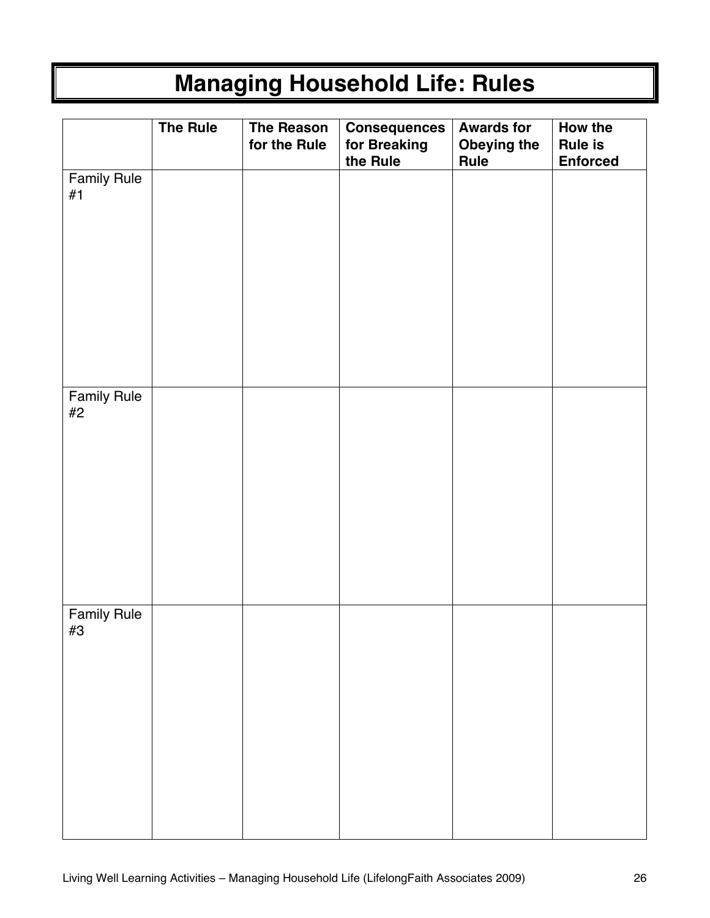# Managing Household Life: Rules

| | The Rule | The Reason for the Rule | Consequences for Breaking the Rule | Awards for Obeying the Rule | How the Rule is Enforced |
|---|---|---|---|---|---|
| Family Rule #1 | | | | | |
| Family Rule #2 | | | | | |
| Family Rule #3 | | | | | |

Living Well Learning Activities – Managing Household Life (LifelongFaith Associates 2009)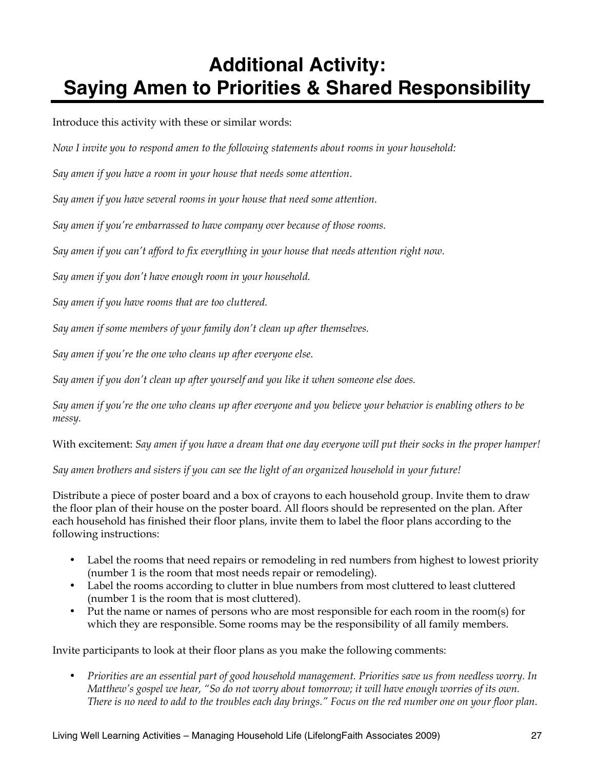# Additional Activity: Saying Amen to Priorities & Shared Responsibility

Introduce this activity with these or similar words:

*Now I invite you to respond amen to the following statements about rooms in your household:*

*Say amen if you have a room in your house that needs some attention.*

*Say amen if you have several rooms in your house that need some attention.*

*Say amen if you're embarrassed to have company over because of those rooms.*

*Say amen if you can't afford to fix everything in your house that needs attention right now.*

*Say amen if you don't have enough room in your household.*

*Say amen if you have rooms that are too cluttered.*

*Say amen if some members of your family don't clean up after themselves.*

*Say amen if you're the one who cleans up after everyone else.*

*Say amen if you don't clean up after yourself and you like it when someone else does.*

*Say amen if you're the one who cleans up after everyone and you believe your behavior is enabling others to be messy.*

With excitement: *Say amen if you have a dream that one day everyone will put their socks in the proper hamper!*

*Say amen brothers and sisters if you can see the light of an organized household in your future!*

Distribute a piece of poster board and a box of crayons to each household group. Invite them to draw the floor plan of their house on the poster board. All floors should be represented on the plan. After each household has finished their floor plans, invite them to label the floor plans according to the following instructions:

- Label the rooms that need repairs or remodeling in red numbers from highest to lowest priority (number 1 is the room that most needs repair or remodeling).
- Label the rooms according to clutter in blue numbers from most cluttered to least cluttered (number 1 is the room that is most cluttered).
- Put the name or names of persons who are most responsible for each room in the room(s) for which they are responsible. Some rooms may be the responsibility of all family members.

Invite participants to look at their floor plans as you make the following comments:

- *Priorities are an essential part of good household management. Priorities save us from needless worry. In Matthew's gospel we hear, "So do not worry about tomorrow; it will have enough worries of its own. There is no need to add to the troubles each day brings." Focus on the red number one on your floor plan.*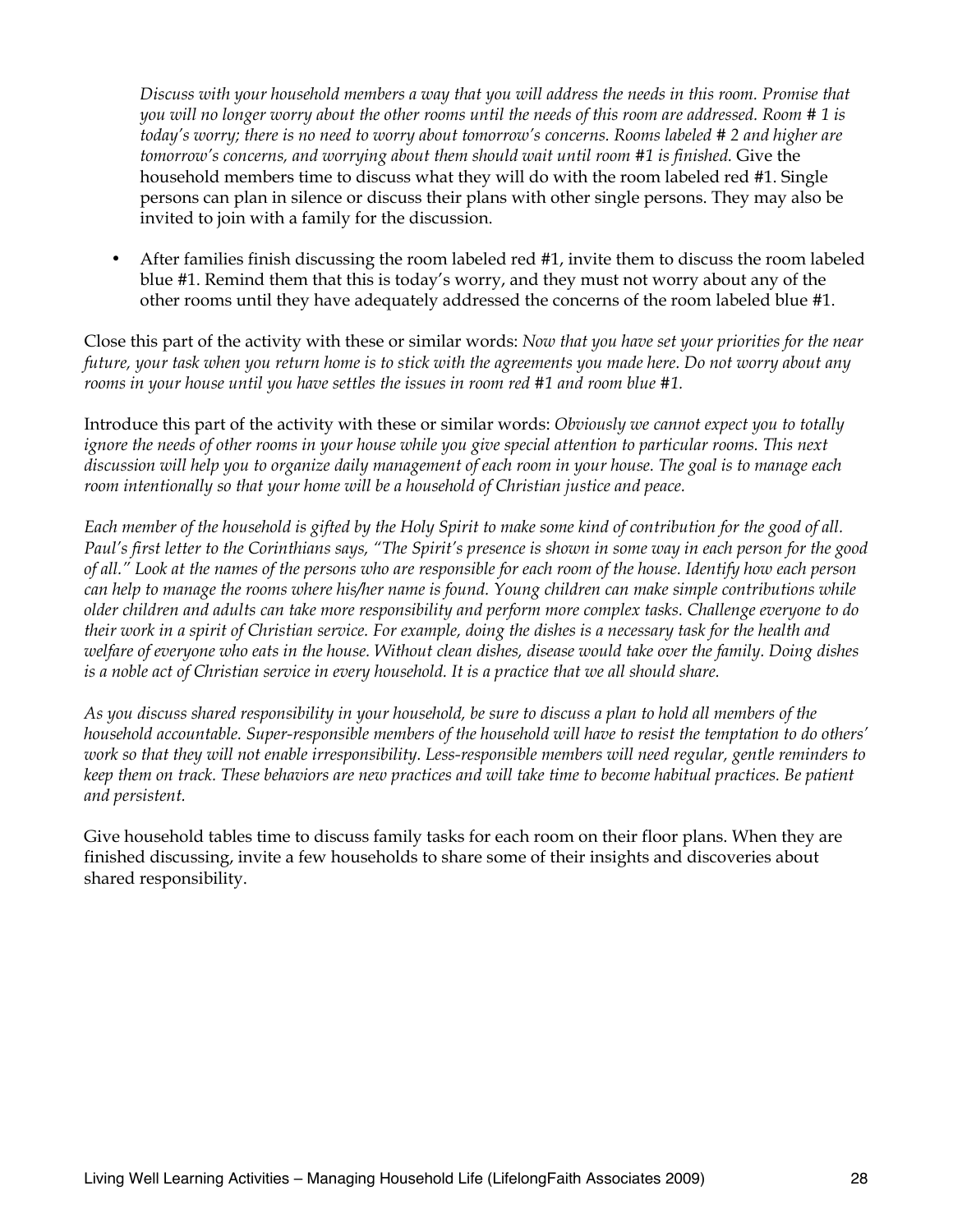*Discuss with your household members a way that you will address the needs in this room. Promise that you will no longer worry about the other rooms until the needs of this room are addressed. Room # 1 is today's worry; there is no need to worry about tomorrow's concerns. Rooms labeled # 2 and higher are tomorrow's concerns, and worrying about them should wait until room #1 is finished.* Give the household members time to discuss what they will do with the room labeled red #1. Single persons can plan in silence or discuss their plans with other single persons. They may also be invited to join with a family for the discussion.

- After families finish discussing the room labeled red #1, invite them to discuss the room labeled blue #1. Remind them that this is today's worry, and they must not worry about any of the other rooms until they have adequately addressed the concerns of the room labeled blue #1.

Close this part of the activity with these or similar words: *Now that you have set your priorities for the near future, your task when you return home is to stick with the agreements you made here. Do not worry about any rooms in your house until you have settles the issues in room red #1 and room blue #1.*

Introduce this part of the activity with these or similar words: *Obviously we cannot expect you to totally ignore the needs of other rooms in your house while you give special attention to particular rooms. This next discussion will help you to organize daily management of each room in your house. The goal is to manage each room intentionally so that your home will be a household of Christian justice and peace.*

*Each member of the household is gifted by the Holy Spirit to make some kind of contribution for the good of all. Paul's first letter to the Corinthians says, "The Spirit's presence is shown in some way in each person for the good of all." Look at the names of the persons who are responsible for each room of the house. Identify how each person can help to manage the rooms where his/her name is found. Young children can make simple contributions while older children and adults can take more responsibility and perform more complex tasks. Challenge everyone to do their work in a spirit of Christian service. For example, doing the dishes is a necessary task for the health and welfare of everyone who eats in the house. Without clean dishes, disease would take over the family. Doing dishes is a noble act of Christian service in every household. It is a practice that we all should share.*

*As you discuss shared responsibility in your household, be sure to discuss a plan to hold all members of the household accountable. Super-responsible members of the household will have to resist the temptation to do others' work so that they will not enable irresponsibility. Less-responsible members will need regular, gentle reminders to keep them on track. These behaviors are new practices and will take time to become habitual practices. Be patient and persistent.*

Give household tables time to discuss family tasks for each room on their floor plans. When they are finished discussing, invite a few households to share some of their insights and discoveries about shared responsibility.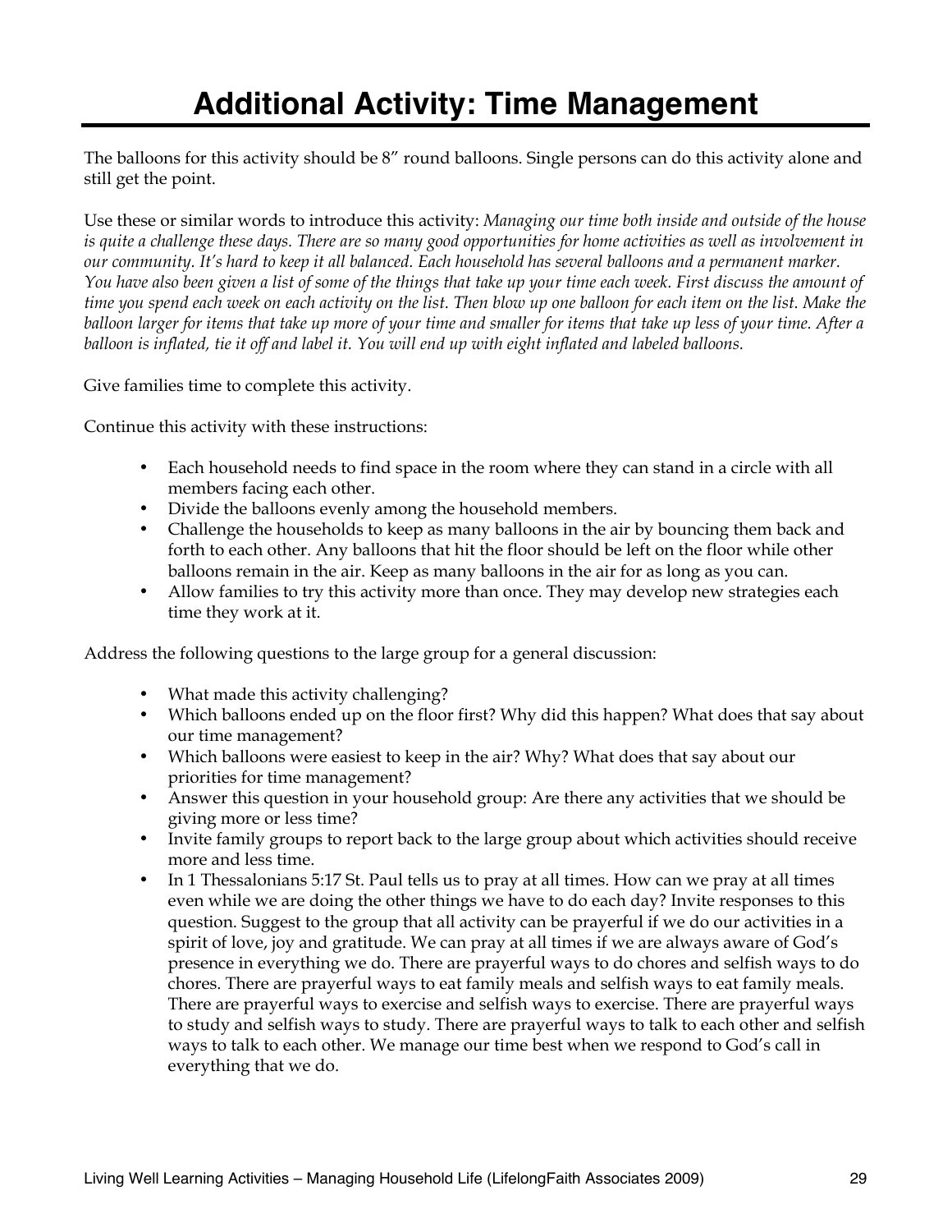# Additional Activity: Time Management

The balloons for this activity should be 8" round balloons. Single persons can do this activity alone and still get the point.

Use these or similar words to introduce this activity: *Managing our time both inside and outside of the house is quite a challenge these days. There are so many good opportunities for home activities as well as involvement in our community. It's hard to keep it all balanced. Each household has several balloons and a permanent marker. You have also been given a list of some of the things that take up your time each week. First discuss the amount of time you spend each week on each activity on the list. Then blow up one balloon for each item on the list. Make the balloon larger for items that take up more of your time and smaller for items that take up less of your time. After a balloon is inflated, tie it off and label it. You will end up with eight inflated and labeled balloons.*

Give families time to complete this activity.

Continue this activity with these instructions:

- Each household needs to find space in the room where they can stand in a circle with all members facing each other.
- Divide the balloons evenly among the household members.
- Challenge the households to keep as many balloons in the air by bouncing them back and forth to each other. Any balloons that hit the floor should be left on the floor while other balloons remain in the air. Keep as many balloons in the air for as long as you can.
- Allow families to try this activity more than once. They may develop new strategies each time they work at it.

Address the following questions to the large group for a general discussion:

- What made this activity challenging?
- Which balloons ended up on the floor first? Why did this happen? What does that say about our time management?
- Which balloons were easiest to keep in the air? Why? What does that say about our priorities for time management?
- Answer this question in your household group: Are there any activities that we should be giving more or less time?
- Invite family groups to report back to the large group about which activities should receive more and less time.
- In 1 Thessalonians 5:17 St. Paul tells us to pray at all times. How can we pray at all times even while we are doing the other things we have to do each day? Invite responses to this question. Suggest to the group that all activity can be prayerful if we do our activities in a spirit of love, joy and gratitude. We can pray at all times if we are always aware of God's presence in everything we do. There are prayerful ways to do chores and selfish ways to do chores. There are prayerful ways to eat family meals and selfish ways to eat family meals. There are prayerful ways to exercise and selfish ways to exercise. There are prayerful ways to study and selfish ways to study. There are prayerful ways to talk to each other and selfish ways to talk to each other. We manage our time best when we respond to God's call in everything that we do.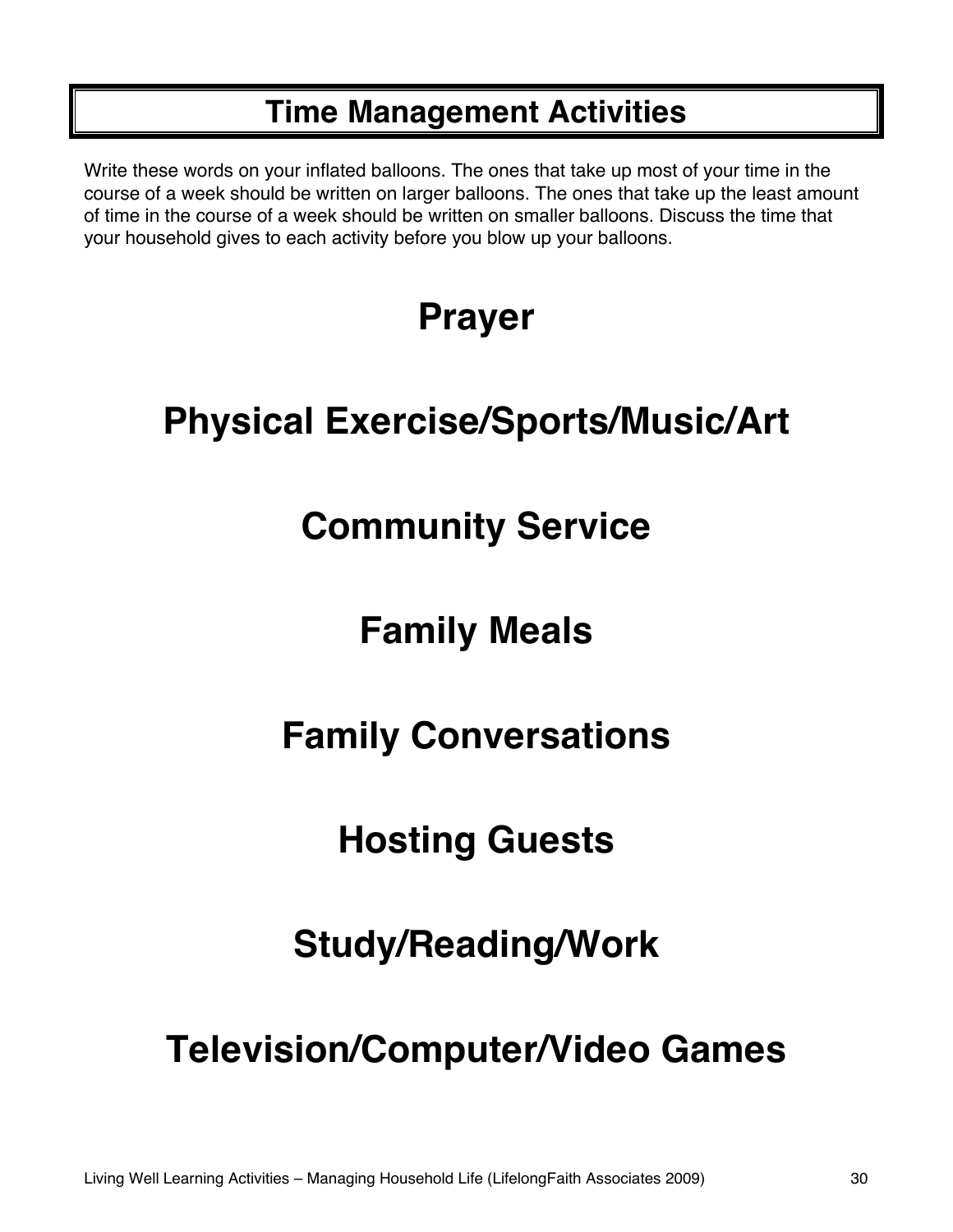# Time Management Activities

Write these words on your inflated balloons. The ones that take up most of your time in the course of a week should be written on larger balloons. The ones that take up the least amount of time in the course of a week should be written on smaller balloons. Discuss the time that your household gives to each activity before you blow up your balloons.

## Prayer

## Physical Exercise/Sports/Music/Art

## Community Service

## Family Meals

## Family Conversations

## Hosting Guests

## Study/Reading/Work

## Television/Computer/Video Games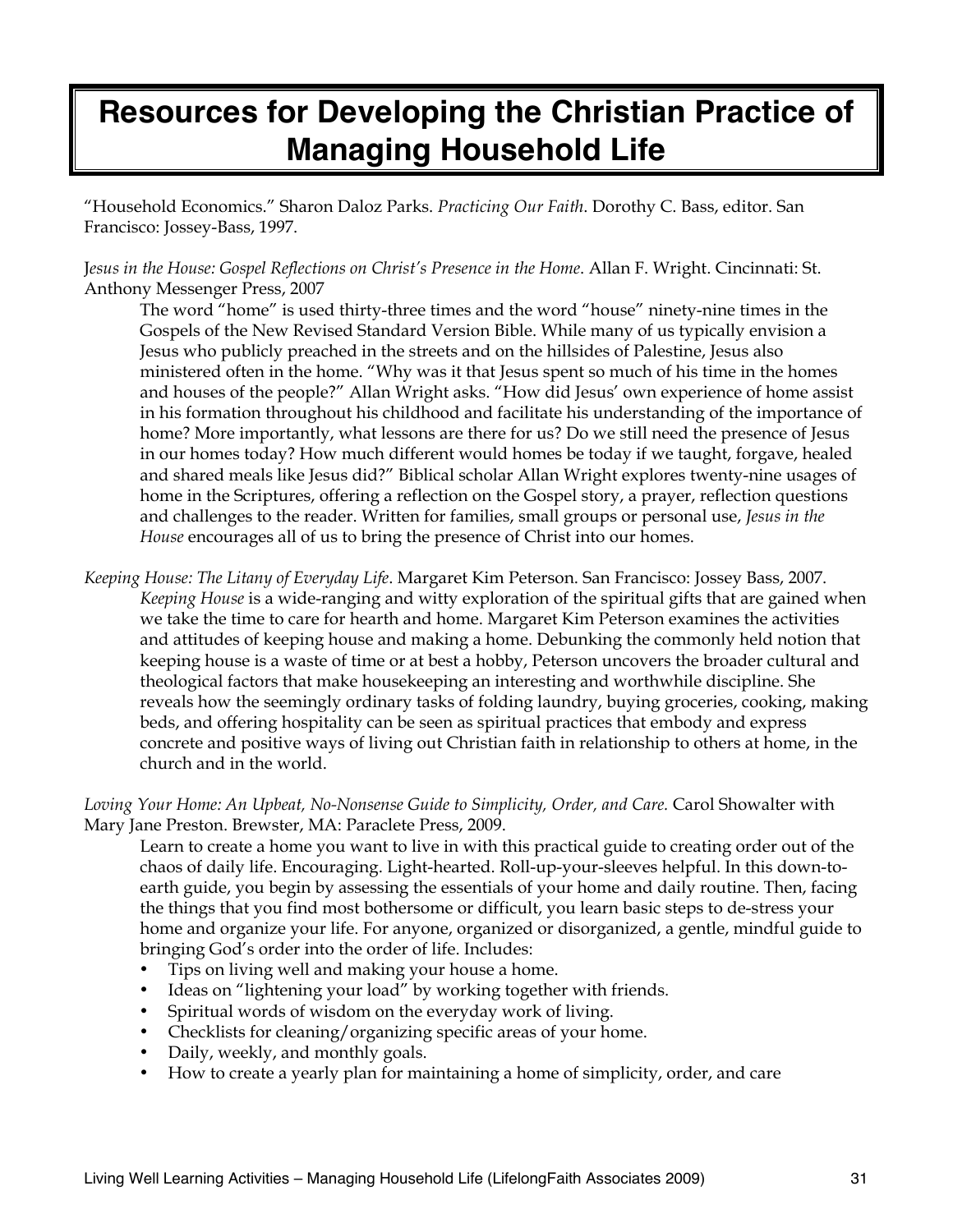# Resources for Developing the Christian Practice of Managing Household Life

"Household Economics." Sharon Daloz Parks. *Practicing Our Faith*. Dorothy C. Bass, editor. San Francisco: Jossey-Bass, 1997.

*Jesus in the House: Gospel Reflections on Christ's Presence in the Home*. Allan F. Wright. Cincinnati: St. Anthony Messenger Press, 2007

The word "home" is used thirty-three times and the word "house" ninety-nine times in the Gospels of the New Revised Standard Version Bible. While many of us typically envision a Jesus who publicly preached in the streets and on the hillsides of Palestine, Jesus also ministered often in the home. "Why was it that Jesus spent so much of his time in the homes and houses of the people?" Allan Wright asks. "How did Jesus' own experience of home assist in his formation throughout his childhood and facilitate his understanding of the importance of home? More importantly, what lessons are there for us? Do we still need the presence of Jesus in our homes today? How much different would homes be today if we taught, forgave, healed and shared meals like Jesus did?" Biblical scholar Allan Wright explores twenty-nine usages of home in the Scriptures, offering a reflection on the Gospel story, a prayer, reflection questions and challenges to the reader. Written for families, small groups or personal use, *Jesus in the House* encourages all of us to bring the presence of Christ into our homes.

*Keeping House: The Litany of Everyday Life*. Margaret Kim Peterson. San Francisco: Jossey Bass, 2007.

*Keeping House* is a wide-ranging and witty exploration of the spiritual gifts that are gained when we take the time to care for hearth and home. Margaret Kim Peterson examines the activities and attitudes of keeping house and making a home. Debunking the commonly held notion that keeping house is a waste of time or at best a hobby, Peterson uncovers the broader cultural and theological factors that make housekeeping an interesting and worthwhile discipline. She reveals how the seemingly ordinary tasks of folding laundry, buying groceries, cooking, making beds, and offering hospitality can be seen as spiritual practices that embody and express concrete and positive ways of living out Christian faith in relationship to others at home, in the church and in the world.

*Loving Your Home: An Upbeat, No-Nonsense Guide to Simplicity, Order, and Care.* Carol Showalter with Mary Jane Preston. Brewster, MA: Paraclete Press, 2009.

Learn to create a home you want to live in with this practical guide to creating order out of the chaos of daily life. Encouraging. Light-hearted. Roll-up-your-sleeves helpful. In this down-to-earth guide, you begin by assessing the essentials of your home and daily routine. Then, facing the things that you find most bothersome or difficult, you learn basic steps to de-stress your home and organize your life. For anyone, organized or disorganized, a gentle, mindful guide to bringing God's order into the order of life. Includes:

- Tips on living well and making your house a home.
- Ideas on "lightening your load" by working together with friends.
- Spiritual words of wisdom on the everyday work of living.
- Checklists for cleaning/organizing specific areas of your home.
- Daily, weekly, and monthly goals.
- How to create a yearly plan for maintaining a home of simplicity, order, and care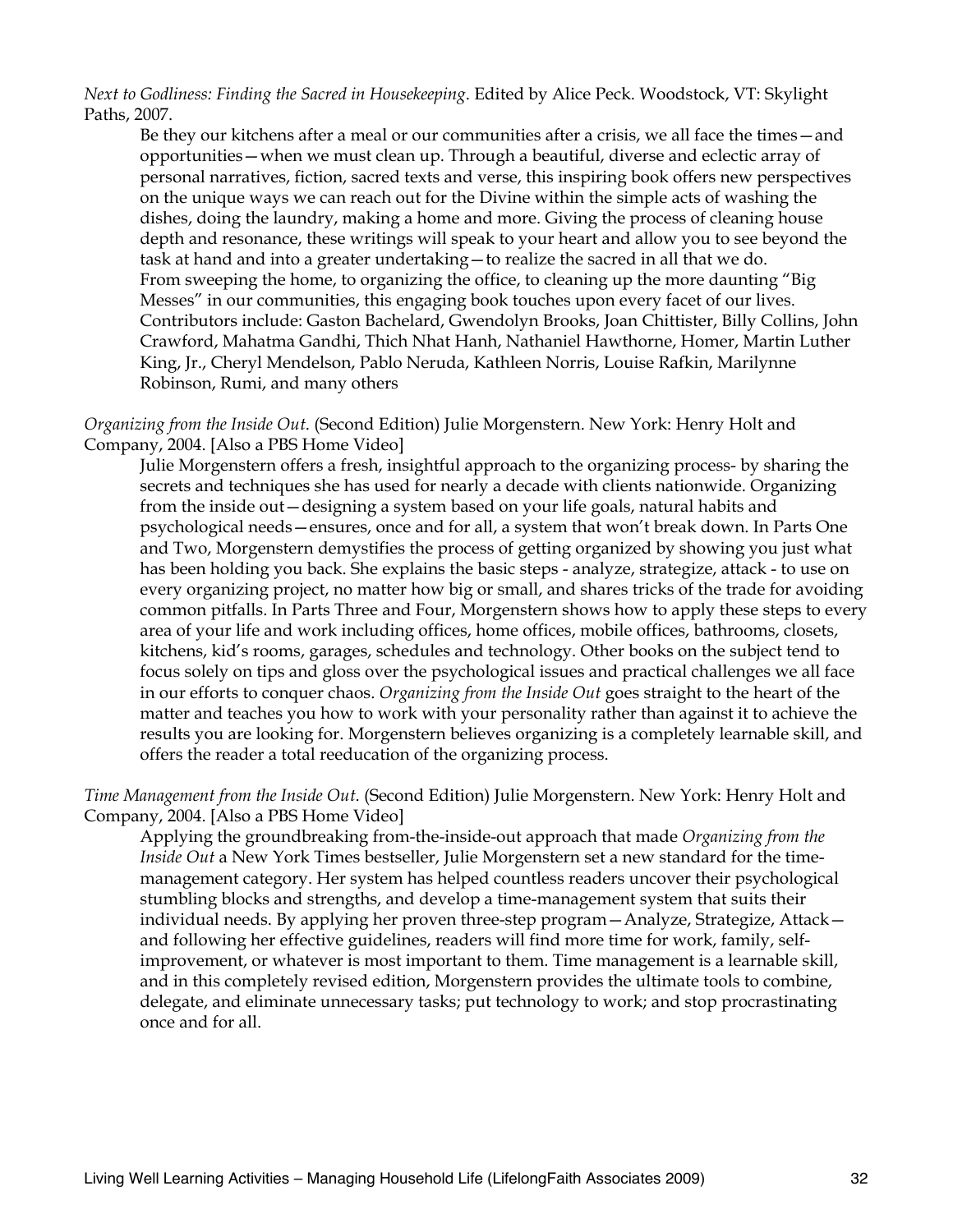*Next to Godliness: Finding the Sacred in Housekeeping*. Edited by Alice Peck. Woodstock, VT: Skylight Paths, 2007.

Be they our kitchens after a meal or our communities after a crisis, we all face the times—and opportunities—when we must clean up. Through a beautiful, diverse and eclectic array of personal narratives, fiction, sacred texts and verse, this inspiring book offers new perspectives on the unique ways we can reach out for the Divine within the simple acts of washing the dishes, doing the laundry, making a home and more. Giving the process of cleaning house depth and resonance, these writings will speak to your heart and allow you to see beyond the task at hand and into a greater undertaking—to realize the sacred in all that we do. From sweeping the home, to organizing the office, to cleaning up the more daunting "Big Messes" in our communities, this engaging book touches upon every facet of our lives. Contributors include: Gaston Bachelard, Gwendolyn Brooks, Joan Chittister, Billy Collins, John Crawford, Mahatma Gandhi, Thich Nhat Hanh, Nathaniel Hawthorne, Homer, Martin Luther King, Jr., Cheryl Mendelson, Pablo Neruda, Kathleen Norris, Louise Rafkin, Marilynne Robinson, Rumi, and many others

*Organizing from the Inside Out*. (Second Edition) Julie Morgenstern. New York: Henry Holt and Company, 2004. [Also a PBS Home Video]

Julie Morgenstern offers a fresh, insightful approach to the organizing process- by sharing the secrets and techniques she has used for nearly a decade with clients nationwide. Organizing from the inside out—designing a system based on your life goals, natural habits and psychological needs—ensures, once and for all, a system that won't break down. In Parts One and Two, Morgenstern demystifies the process of getting organized by showing you just what has been holding you back. She explains the basic steps - analyze, strategize, attack - to use on every organizing project, no matter how big or small, and shares tricks of the trade for avoiding common pitfalls. In Parts Three and Four, Morgenstern shows how to apply these steps to every area of your life and work including offices, home offices, mobile offices, bathrooms, closets, kitchens, kid's rooms, garages, schedules and technology. Other books on the subject tend to focus solely on tips and gloss over the psychological issues and practical challenges we all face in our efforts to conquer chaos. *Organizing from the Inside Out* goes straight to the heart of the matter and teaches you how to work with your personality rather than against it to achieve the results you are looking for. Morgenstern believes organizing is a completely learnable skill, and offers the reader a total reeducation of the organizing process.

*Time Management from the Inside Out*. (Second Edition) Julie Morgenstern. New York: Henry Holt and Company, 2004. [Also a PBS Home Video]

Applying the groundbreaking from-the-inside-out approach that made *Organizing from the Inside Out* a New York Times bestseller, Julie Morgenstern set a new standard for the time-management category. Her system has helped countless readers uncover their psychological stumbling blocks and strengths, and develop a time-management system that suits their individual needs. By applying her proven three-step program—Analyze, Strategize, Attack—and following her effective guidelines, readers will find more time for work, family, self-improvement, or whatever is most important to them. Time management is a learnable skill, and in this completely revised edition, Morgenstern provides the ultimate tools to combine, delegate, and eliminate unnecessary tasks; put technology to work; and stop procrastinating once and for all.